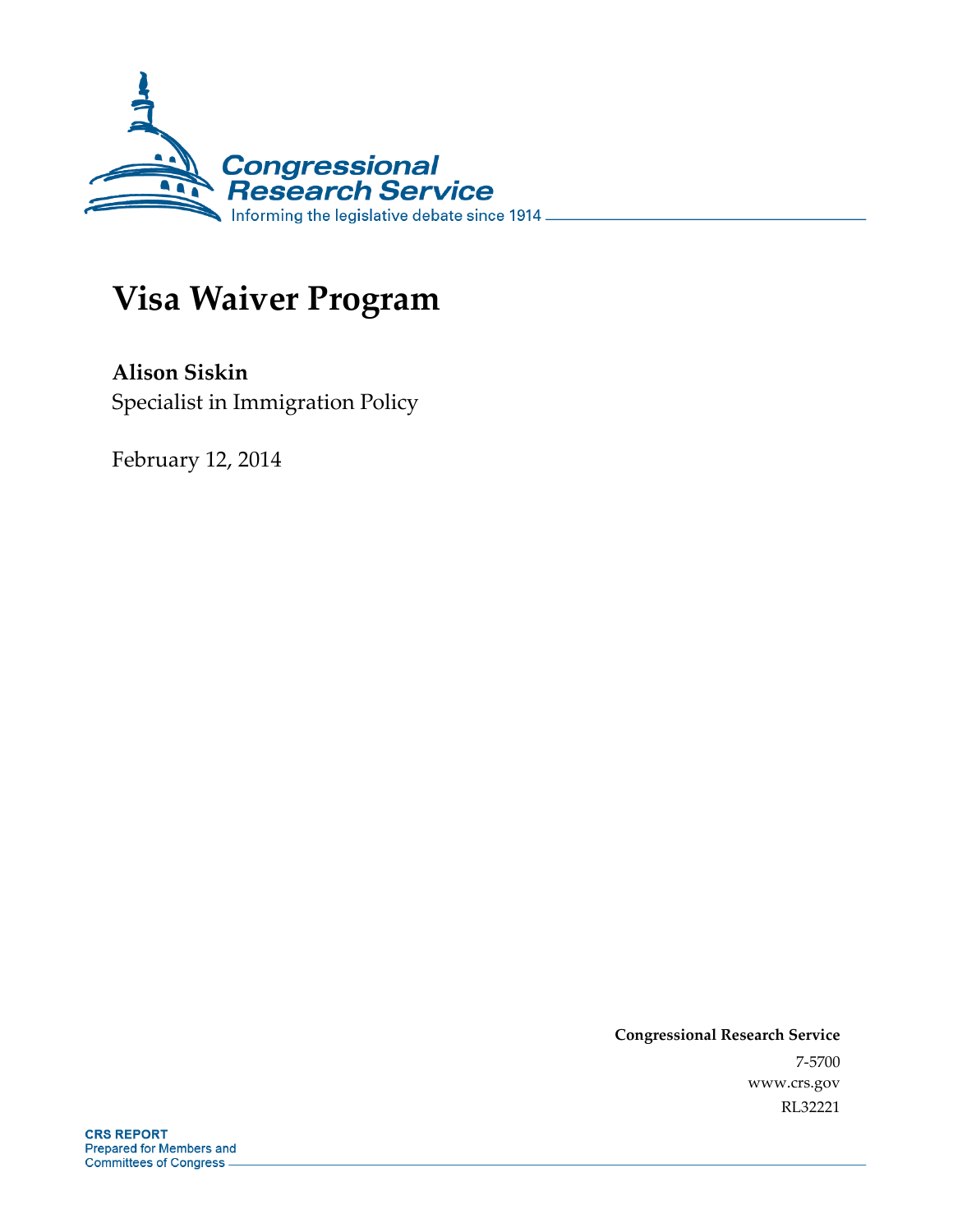Congressional Research Service

Informing the legislative debate since 1914

# Visa Waiver Program

**Alison Siskin**
Specialist in Immigration Policy

February 12, 2014

**Congressional Research Service**
7-5700
www.crs.gov
RL32221

**CRS REPORT**
Prepared for Members and
Committees of Congress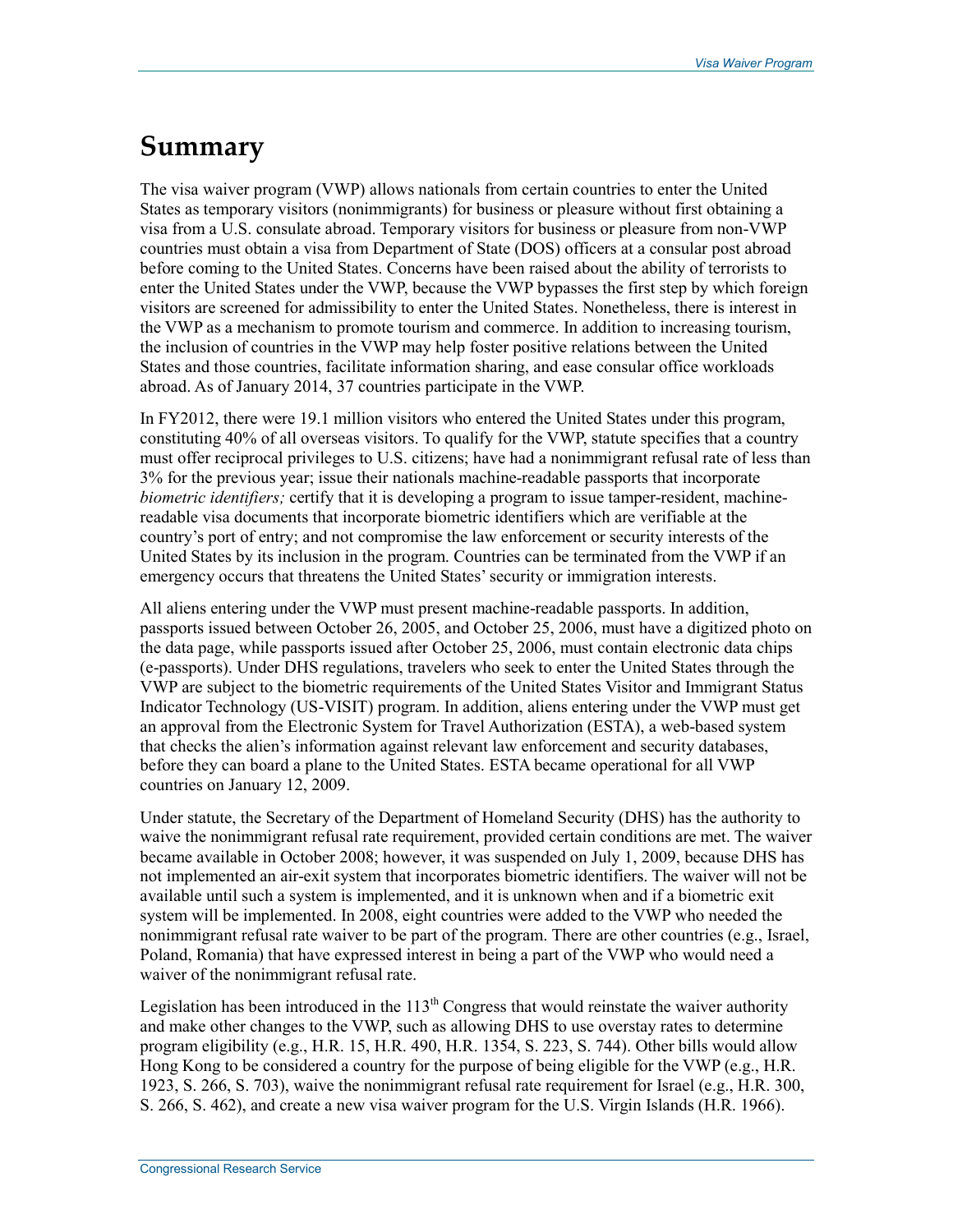# Summary

The visa waiver program (VWP) allows nationals from certain countries to enter the United States as temporary visitors (nonimmigrants) for business or pleasure without first obtaining a visa from a U.S. consulate abroad. Temporary visitors for business or pleasure from non-VWP countries must obtain a visa from Department of State (DOS) officers at a consular post abroad before coming to the United States. Concerns have been raised about the ability of terrorists to enter the United States under the VWP, because the VWP bypasses the first step by which foreign visitors are screened for admissibility to enter the United States. Nonetheless, there is interest in the VWP as a mechanism to promote tourism and commerce. In addition to increasing tourism, the inclusion of countries in the VWP may help foster positive relations between the United States and those countries, facilitate information sharing, and ease consular office workloads abroad. As of January 2014, 37 countries participate in the VWP.

In FY2012, there were 19.1 million visitors who entered the United States under this program, constituting 40% of all overseas visitors. To qualify for the VWP, statute specifies that a country must offer reciprocal privileges to U.S. citizens; have had a nonimmigrant refusal rate of less than 3% for the previous year; issue their nationals machine-readable passports that incorporate *biometric identifiers;* certify that it is developing a program to issue tamper-resident, machine-readable visa documents that incorporate biometric identifiers which are verifiable at the country's port of entry; and not compromise the law enforcement or security interests of the United States by its inclusion in the program. Countries can be terminated from the VWP if an emergency occurs that threatens the United States' security or immigration interests.

All aliens entering under the VWP must present machine-readable passports. In addition, passports issued between October 26, 2005, and October 25, 2006, must have a digitized photo on the data page, while passports issued after October 25, 2006, must contain electronic data chips (e-passports). Under DHS regulations, travelers who seek to enter the United States through the VWP are subject to the biometric requirements of the United States Visitor and Immigrant Status Indicator Technology (US-VISIT) program. In addition, aliens entering under the VWP must get an approval from the Electronic System for Travel Authorization (ESTA), a web-based system that checks the alien's information against relevant law enforcement and security databases, before they can board a plane to the United States. ESTA became operational for all VWP countries on January 12, 2009.

Under statute, the Secretary of the Department of Homeland Security (DHS) has the authority to waive the nonimmigrant refusal rate requirement, provided certain conditions are met. The waiver became available in October 2008; however, it was suspended on July 1, 2009, because DHS has not implemented an air-exit system that incorporates biometric identifiers. The waiver will not be available until such a system is implemented, and it is unknown when and if a biometric exit system will be implemented. In 2008, eight countries were added to the VWP who needed the nonimmigrant refusal rate waiver to be part of the program. There are other countries (e.g., Israel, Poland, Romania) that have expressed interest in being a part of the VWP who would need a waiver of the nonimmigrant refusal rate.

Legislation has been introduced in the 113th Congress that would reinstate the waiver authority and make other changes to the VWP, such as allowing DHS to use overstay rates to determine program eligibility (e.g., H.R. 15, H.R. 490, H.R. 1354, S. 223, S. 744). Other bills would allow Hong Kong to be considered a country for the purpose of being eligible for the VWP (e.g., H.R. 1923, S. 266, S. 703), waive the nonimmigrant refusal rate requirement for Israel (e.g., H.R. 300, S. 266, S. 462), and create a new visa waiver program for the U.S. Virgin Islands (H.R. 1966).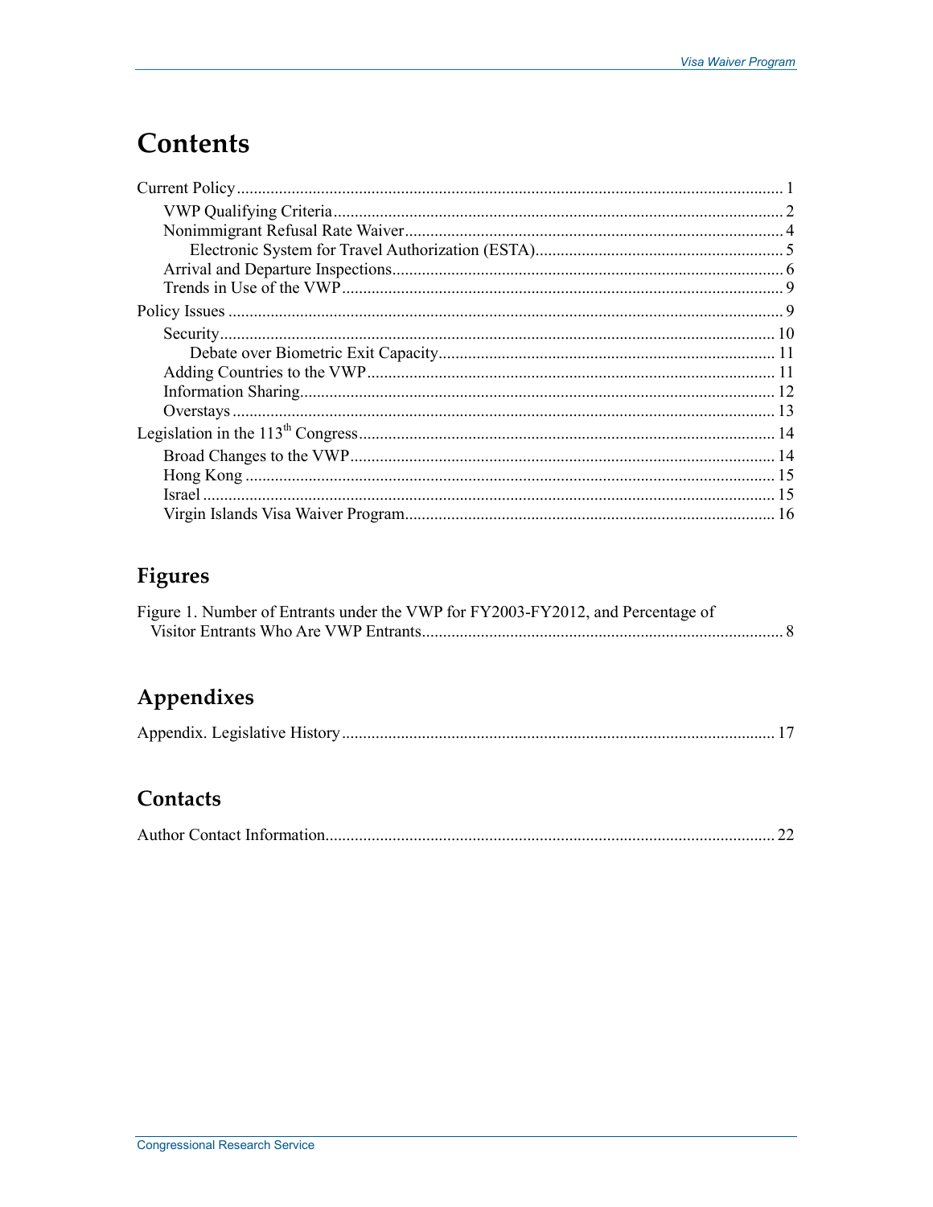# Contents

Current Policy ... 1
- VWP Qualifying Criteria ... 2
- Nonimmigrant Refusal Rate Waiver ... 4
  - Electronic System for Travel Authorization (ESTA) ... 5
- Arrival and Departure Inspections ... 6
- Trends in Use of the VWP ... 9

Policy Issues ... 9
- Security ... 10
  - Debate over Biometric Exit Capacity ... 11
- Adding Countries to the VWP ... 11
- Information Sharing ... 12
- Overstays ... 13

Legislation in the 113th Congress ... 14
- Broad Changes to the VWP ... 14
- Hong Kong ... 15
- Israel ... 15
- Virgin Islands Visa Waiver Program ... 16

## Figures

Figure 1. Number of Entrants under the VWP for FY2003-FY2012, and Percentage of Visitor Entrants Who Are VWP Entrants ... 8

## Appendixes

Appendix. Legislative History ... 17

## Contacts

Author Contact Information ... 22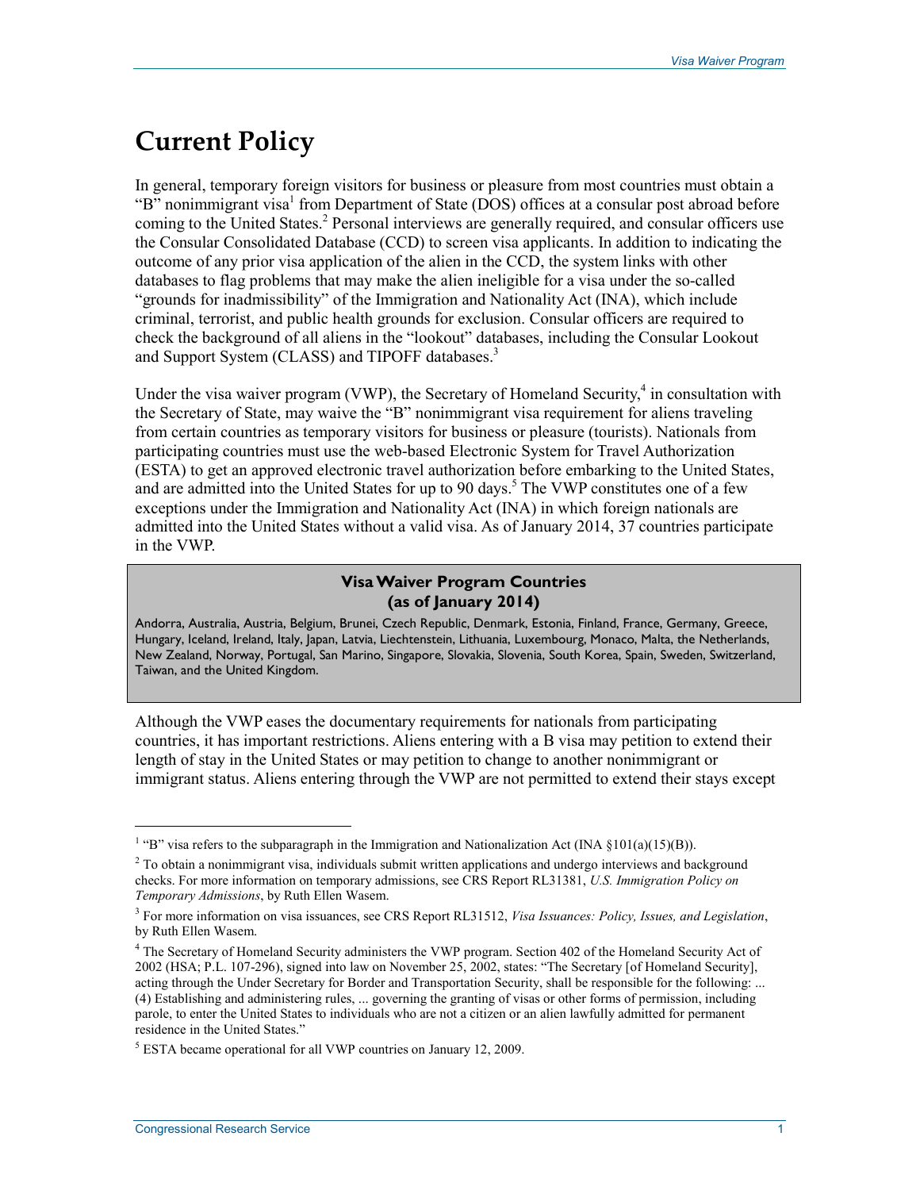# Current Policy

In general, temporary foreign visitors for business or pleasure from most countries must obtain a "B" nonimmigrant visa[1] from Department of State (DOS) offices at a consular post abroad before coming to the United States.[2] Personal interviews are generally required, and consular officers use the Consular Consolidated Database (CCD) to screen visa applicants. In addition to indicating the outcome of any prior visa application of the alien in the CCD, the system links with other databases to flag problems that may make the alien ineligible for a visa under the so-called "grounds for inadmissibility" of the Immigration and Nationality Act (INA), which include criminal, terrorist, and public health grounds for exclusion. Consular officers are required to check the background of all aliens in the "lookout" databases, including the Consular Lookout and Support System (CLASS) and TIPOFF databases.[3]

Under the visa waiver program (VWP), the Secretary of Homeland Security,[4] in consultation with the Secretary of State, may waive the "B" nonimmigrant visa requirement for aliens traveling from certain countries as temporary visitors for business or pleasure (tourists). Nationals from participating countries must use the web-based Electronic System for Travel Authorization (ESTA) to get an approved electronic travel authorization before embarking to the United States, and are admitted into the United States for up to 90 days.[5] The VWP constitutes one of a few exceptions under the Immigration and Nationality Act (INA) in which foreign nationals are admitted into the United States without a valid visa. As of January 2014, 37 countries participate in the VWP.

**Visa Waiver Program Countries (as of January 2014)**

Andorra, Australia, Austria, Belgium, Brunei, Czech Republic, Denmark, Estonia, Finland, France, Germany, Greece, Hungary, Iceland, Ireland, Italy, Japan, Latvia, Liechtenstein, Lithuania, Luxembourg, Monaco, Malta, the Netherlands, New Zealand, Norway, Portugal, San Marino, Singapore, Slovakia, Slovenia, South Korea, Spain, Sweden, Switzerland, Taiwan, and the United Kingdom.

Although the VWP eases the documentary requirements for nationals from participating countries, it has important restrictions. Aliens entering with a B visa may petition to extend their length of stay in the United States or may petition to change to another nonimmigrant or immigrant status. Aliens entering through the VWP are not permitted to extend their stays except

---

[1] "B" visa refers to the subparagraph in the Immigration and Nationalization Act (INA §101(a)(15)(B)).

[2] To obtain a nonimmigrant visa, individuals submit written applications and undergo interviews and background checks. For more information on temporary admissions, see CRS Report RL31381, *U.S. Immigration Policy on Temporary Admissions*, by Ruth Ellen Wasem.

[3] For more information on visa issuances, see CRS Report RL31512, *Visa Issuances: Policy, Issues, and Legislation*, by Ruth Ellen Wasem.

[4] The Secretary of Homeland Security administers the VWP program. Section 402 of the Homeland Security Act of 2002 (HSA; P.L. 107-296), signed into law on November 25, 2002, states: "The Secretary [of Homeland Security], acting through the Under Secretary for Border and Transportation Security, shall be responsible for the following: ... (4) Establishing and administering rules, ... governing the granting of visas or other forms of permission, including parole, to enter the United States to individuals who are not a citizen or an alien lawfully admitted for permanent residence in the United States."

[5] ESTA became operational for all VWP countries on January 12, 2009.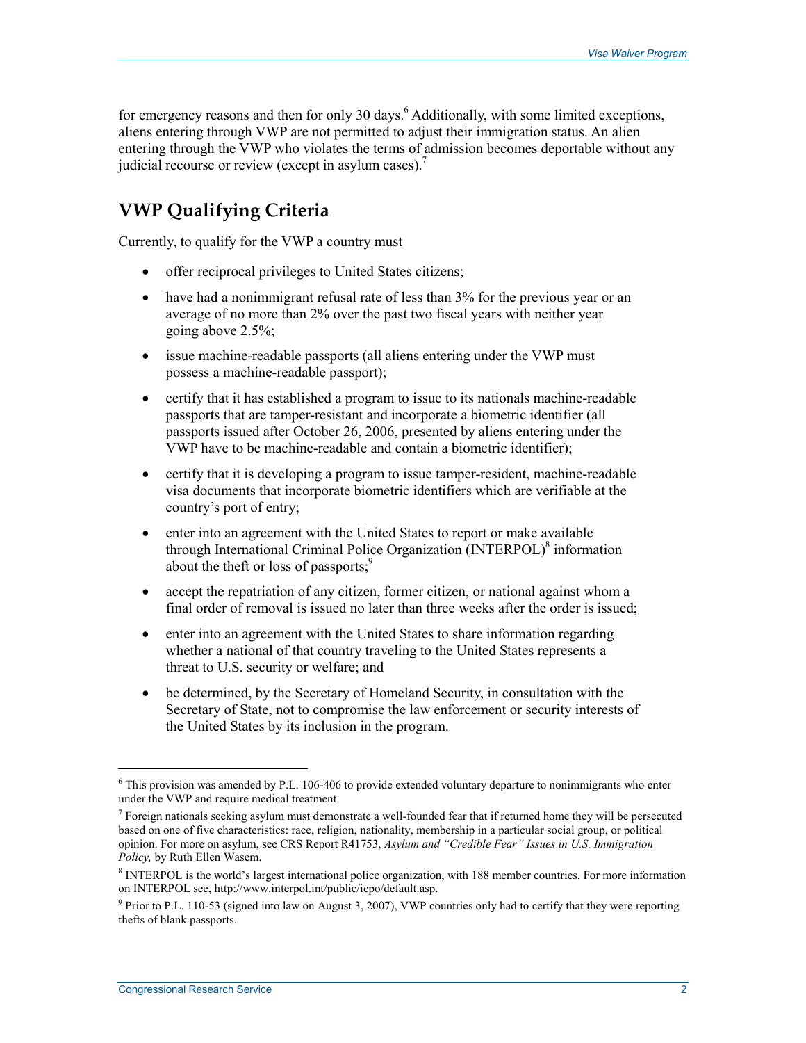for emergency reasons and then for only 30 days.[6] Additionally, with some limited exceptions, aliens entering through VWP are not permitted to adjust their immigration status. An alien entering through the VWP who violates the terms of admission becomes deportable without any judicial recourse or review (except in asylum cases).[7]

## VWP Qualifying Criteria

Currently, to qualify for the VWP a country must

- offer reciprocal privileges to United States citizens;
- have had a nonimmigrant refusal rate of less than 3% for the previous year or an average of no more than 2% over the past two fiscal years with neither year going above 2.5%;
- issue machine-readable passports (all aliens entering under the VWP must possess a machine-readable passport);
- certify that it has established a program to issue to its nationals machine-readable passports that are tamper-resistant and incorporate a biometric identifier (all passports issued after October 26, 2006, presented by aliens entering under the VWP have to be machine-readable and contain a biometric identifier);
- certify that it is developing a program to issue tamper-resident, machine-readable visa documents that incorporate biometric identifiers which are verifiable at the country's port of entry;
- enter into an agreement with the United States to report or make available through International Criminal Police Organization (INTERPOL)[8] information about the theft or loss of passports;[9]
- accept the repatriation of any citizen, former citizen, or national against whom a final order of removal is issued no later than three weeks after the order is issued;
- enter into an agreement with the United States to share information regarding whether a national of that country traveling to the United States represents a threat to U.S. security or welfare; and
- be determined, by the Secretary of Homeland Security, in consultation with the Secretary of State, not to compromise the law enforcement or security interests of the United States by its inclusion in the program.

---

[6] This provision was amended by P.L. 106-406 to provide extended voluntary departure to nonimmigrants who enter under the VWP and require medical treatment.

[7] Foreign nationals seeking asylum must demonstrate a well-founded fear that if returned home they will be persecuted based on one of five characteristics: race, religion, nationality, membership in a particular social group, or political opinion. For more on asylum, see CRS Report R41753, *Asylum and "Credible Fear" Issues in U.S. Immigration Policy,* by Ruth Ellen Wasem.

[8] INTERPOL is the world's largest international police organization, with 188 member countries. For more information on INTERPOL see, http://www.interpol.int/public/icpo/default.asp.

[9] Prior to P.L. 110-53 (signed into law on August 3, 2007), VWP countries only had to certify that they were reporting thefts of blank passports.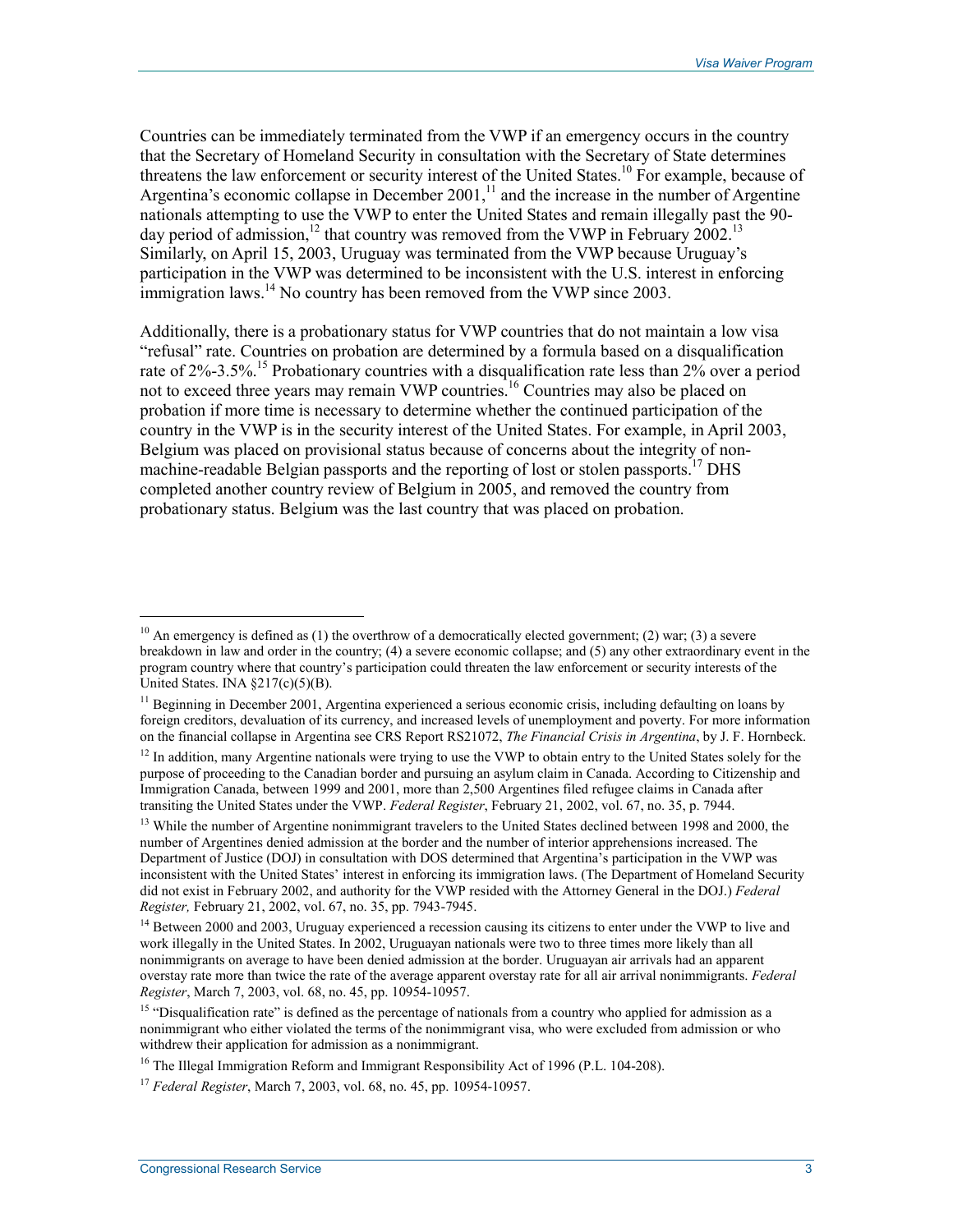Countries can be immediately terminated from the VWP if an emergency occurs in the country that the Secretary of Homeland Security in consultation with the Secretary of State determines threatens the law enforcement or security interest of the United States.[10] For example, because of Argentina's economic collapse in December 2001,[11] and the increase in the number of Argentine nationals attempting to use the VWP to enter the United States and remain illegally past the 90-day period of admission,[12] that country was removed from the VWP in February 2002.[13] Similarly, on April 15, 2003, Uruguay was terminated from the VWP because Uruguay's participation in the VWP was determined to be inconsistent with the U.S. interest in enforcing immigration laws.[14] No country has been removed from the VWP since 2003.

Additionally, there is a probationary status for VWP countries that do not maintain a low visa "refusal" rate. Countries on probation are determined by a formula based on a disqualification rate of 2%-3.5%.[15] Probationary countries with a disqualification rate less than 2% over a period not to exceed three years may remain VWP countries.[16] Countries may also be placed on probation if more time is necessary to determine whether the continued participation of the country in the VWP is in the security interest of the United States. For example, in April 2003, Belgium was placed on provisional status because of concerns about the integrity of non-machine-readable Belgian passports and the reporting of lost or stolen passports.[17] DHS completed another country review of Belgium in 2005, and removed the country from probationary status. Belgium was the last country that was placed on probation.

---

[10] An emergency is defined as (1) the overthrow of a democratically elected government; (2) war; (3) a severe breakdown in law and order in the country; (4) a severe economic collapse; and (5) any other extraordinary event in the program country where that country's participation could threaten the law enforcement or security interests of the United States. INA §217(c)(5)(B).

[11] Beginning in December 2001, Argentina experienced a serious economic crisis, including defaulting on loans by foreign creditors, devaluation of its currency, and increased levels of unemployment and poverty. For more information on the financial collapse in Argentina see CRS Report RS21072, *The Financial Crisis in Argentina*, by J. F. Hornbeck.

[12] In addition, many Argentine nationals were trying to use the VWP to obtain entry to the United States solely for the purpose of proceeding to the Canadian border and pursuing an asylum claim in Canada. According to Citizenship and Immigration Canada, between 1999 and 2001, more than 2,500 Argentines filed refugee claims in Canada after transiting the United States under the VWP. *Federal Register*, February 21, 2002, vol. 67, no. 35, p. 7944.

[13] While the number of Argentine nonimmigrant travelers to the United States declined between 1998 and 2000, the number of Argentines denied admission at the border and the number of interior apprehensions increased. The Department of Justice (DOJ) in consultation with DOS determined that Argentina's participation in the VWP was inconsistent with the United States' interest in enforcing its immigration laws. (The Department of Homeland Security did not exist in February 2002, and authority for the VWP resided with the Attorney General in the DOJ.) *Federal Register,* February 21, 2002, vol. 67, no. 35, pp. 7943-7945.

[14] Between 2000 and 2003, Uruguay experienced a recession causing its citizens to enter under the VWP to live and work illegally in the United States. In 2002, Uruguayan nationals were two to three times more likely than all nonimmigrants on average to have been denied admission at the border. Uruguayan air arrivals had an apparent overstay rate more than twice the rate of the average apparent overstay rate for all air arrival nonimmigrants. *Federal Register*, March 7, 2003, vol. 68, no. 45, pp. 10954-10957.

[15] "Disqualification rate" is defined as the percentage of nationals from a country who applied for admission as a nonimmigrant who either violated the terms of the nonimmigrant visa, who were excluded from admission or who withdrew their application for admission as a nonimmigrant.

[16] The Illegal Immigration Reform and Immigrant Responsibility Act of 1996 (P.L. 104-208).

[17] *Federal Register*, March 7, 2003, vol. 68, no. 45, pp. 10954-10957.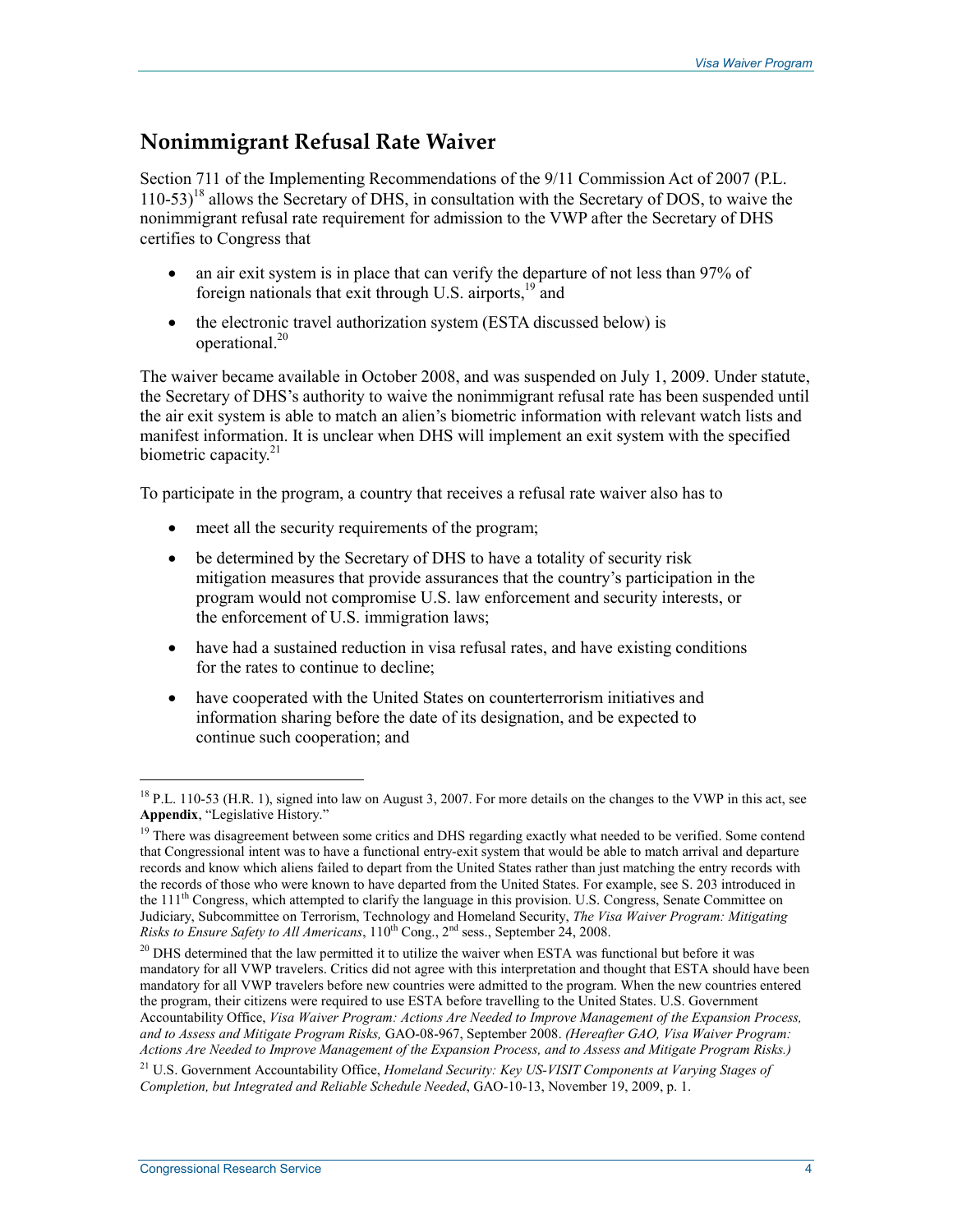## Nonimmigrant Refusal Rate Waiver

Section 711 of the Implementing Recommendations of the 9/11 Commission Act of 2007 (P.L. 110-53)[18] allows the Secretary of DHS, in consultation with the Secretary of DOS, to waive the nonimmigrant refusal rate requirement for admission to the VWP after the Secretary of DHS certifies to Congress that

- an air exit system is in place that can verify the departure of not less than 97% of foreign nationals that exit through U.S. airports,[19] and
- the electronic travel authorization system (ESTA discussed below) is operational.[20]

The waiver became available in October 2008, and was suspended on July 1, 2009. Under statute, the Secretary of DHS's authority to waive the nonimmigrant refusal rate has been suspended until the air exit system is able to match an alien's biometric information with relevant watch lists and manifest information. It is unclear when DHS will implement an exit system with the specified biometric capacity.[21]

To participate in the program, a country that receives a refusal rate waiver also has to

- meet all the security requirements of the program;
- be determined by the Secretary of DHS to have a totality of security risk mitigation measures that provide assurances that the country's participation in the program would not compromise U.S. law enforcement and security interests, or the enforcement of U.S. immigration laws;
- have had a sustained reduction in visa refusal rates, and have existing conditions for the rates to continue to decline;
- have cooperated with the United States on counterterrorism initiatives and information sharing before the date of its designation, and be expected to continue such cooperation; and

---

[18] P.L. 110-53 (H.R. 1), signed into law on August 3, 2007. For more details on the changes to the VWP in this act, see **Appendix**, "Legislative History."

[19] There was disagreement between some critics and DHS regarding exactly what needed to be verified. Some contend that Congressional intent was to have a functional entry-exit system that would be able to match arrival and departure records and know which aliens failed to depart from the United States rather than just matching the entry records with the records of those who were known to have departed from the United States. For example, see S. 203 introduced in the 111th Congress, which attempted to clarify the language in this provision. U.S. Congress, Senate Committee on Judiciary, Subcommittee on Terrorism, Technology and Homeland Security, *The Visa Waiver Program: Mitigating Risks to Ensure Safety to All Americans*, 110th Cong., 2nd sess., September 24, 2008.

[20] DHS determined that the law permitted it to utilize the waiver when ESTA was functional but before it was mandatory for all VWP travelers. Critics did not agree with this interpretation and thought that ESTA should have been mandatory for all VWP travelers before new countries were admitted to the program. When the new countries entered the program, their citizens were required to use ESTA before travelling to the United States. U.S. Government Accountability Office, *Visa Waiver Program: Actions Are Needed to Improve Management of the Expansion Process, and to Assess and Mitigate Program Risks,* GAO-08-967, September 2008. *(Hereafter GAO, Visa Waiver Program: Actions Are Needed to Improve Management of the Expansion Process, and to Assess and Mitigate Program Risks.)*

[21] U.S. Government Accountability Office, *Homeland Security: Key US-VISIT Components at Varying Stages of Completion, but Integrated and Reliable Schedule Needed*, GAO-10-13, November 19, 2009, p. 1.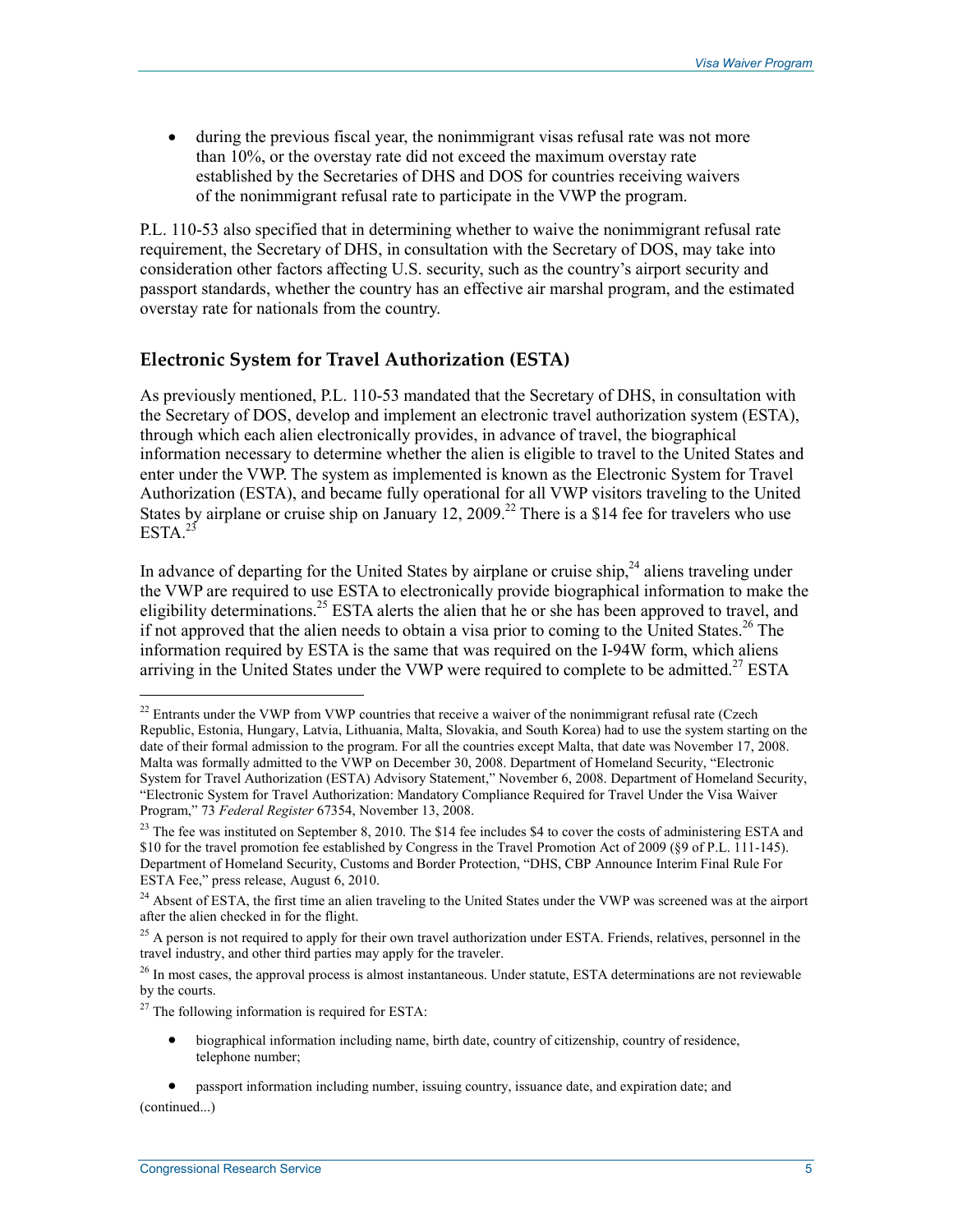- during the previous fiscal year, the nonimmigrant visas refusal rate was not more than 10%, or the overstay rate did not exceed the maximum overstay rate established by the Secretaries of DHS and DOS for countries receiving waivers of the nonimmigrant refusal rate to participate in the VWP the program.

P.L. 110-53 also specified that in determining whether to waive the nonimmigrant refusal rate requirement, the Secretary of DHS, in consultation with the Secretary of DOS, may take into consideration other factors affecting U.S. security, such as the country's airport security and passport standards, whether the country has an effective air marshal program, and the estimated overstay rate for nationals from the country.

### Electronic System for Travel Authorization (ESTA)

As previously mentioned, P.L. 110-53 mandated that the Secretary of DHS, in consultation with the Secretary of DOS, develop and implement an electronic travel authorization system (ESTA), through which each alien electronically provides, in advance of travel, the biographical information necessary to determine whether the alien is eligible to travel to the United States and enter under the VWP. The system as implemented is known as the Electronic System for Travel Authorization (ESTA), and became fully operational for all VWP visitors traveling to the United States by airplane or cruise ship on January 12, 2009.[22] There is a $14 fee for travelers who use ESTA.[23]

In advance of departing for the United States by airplane or cruise ship,[24] aliens traveling under the VWP are required to use ESTA to electronically provide biographical information to make the eligibility determinations.[25] ESTA alerts the alien that he or she has been approved to travel, and if not approved that the alien needs to obtain a visa prior to coming to the United States.[26] The information required by ESTA is the same that was required on the I-94W form, which aliens arriving in the United States under the VWP were required to complete to be admitted.[27] ESTA

---

[22] Entrants under the VWP from VWP countries that receive a waiver of the nonimmigrant refusal rate (Czech Republic, Estonia, Hungary, Latvia, Lithuania, Malta, Slovakia, and South Korea) had to use the system starting on the date of their formal admission to the program. For all the countries except Malta, that date was November 17, 2008. Malta was formally admitted to the VWP on December 30, 2008. Department of Homeland Security, "Electronic System for Travel Authorization (ESTA) Advisory Statement," November 6, 2008. Department of Homeland Security, "Electronic System for Travel Authorization: Mandatory Compliance Required for Travel Under the Visa Waiver Program," 73 *Federal Register* 67354, November 13, 2008.

[23] The fee was instituted on September 8, 2010. The $14 fee includes $4 to cover the costs of administering ESTA and $10 for the travel promotion fee established by Congress in the Travel Promotion Act of 2009 (§9 of P.L. 111-145). Department of Homeland Security, Customs and Border Protection, "DHS, CBP Announce Interim Final Rule For ESTA Fee," press release, August 6, 2010.

[24] Absent of ESTA, the first time an alien traveling to the United States under the VWP was screened was at the airport after the alien checked in for the flight.

[25] A person is not required to apply for their own travel authorization under ESTA. Friends, relatives, personnel in the travel industry, and other third parties may apply for the traveler.

[26] In most cases, the approval process is almost instantaneous. Under statute, ESTA determinations are not reviewable by the courts.

[27] The following information is required for ESTA:

- biographical information including name, birth date, country of citizenship, country of residence, telephone number;
- passport information including number, issuing country, issuance date, and expiration date; and

(continued...)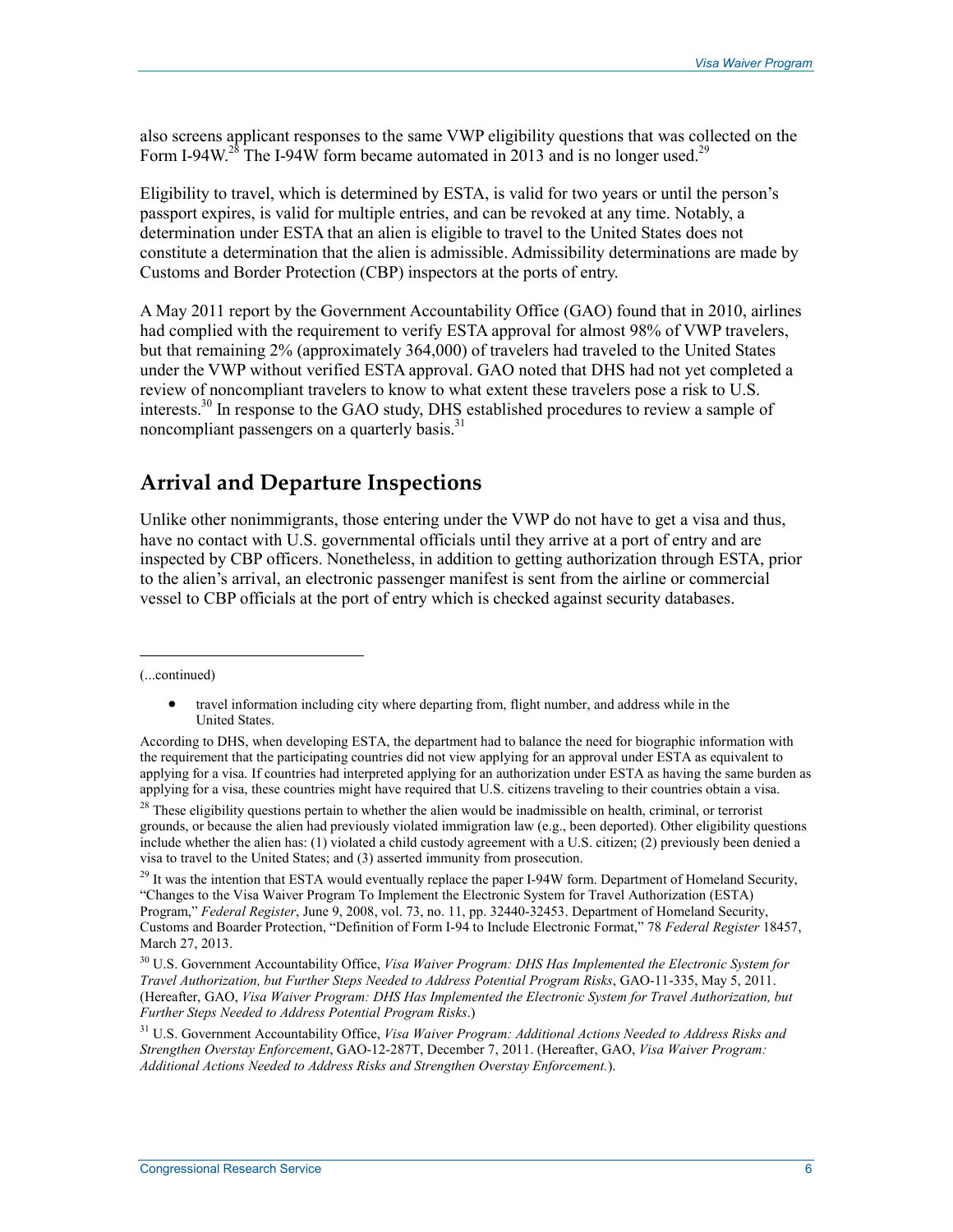also screens applicant responses to the same VWP eligibility questions that was collected on the Form I-94W.[28] The I-94W form became automated in 2013 and is no longer used.[29]

Eligibility to travel, which is determined by ESTA, is valid for two years or until the person's passport expires, is valid for multiple entries, and can be revoked at any time. Notably, a determination under ESTA that an alien is eligible to travel to the United States does not constitute a determination that the alien is admissible. Admissibility determinations are made by Customs and Border Protection (CBP) inspectors at the ports of entry.

A May 2011 report by the Government Accountability Office (GAO) found that in 2010, airlines had complied with the requirement to verify ESTA approval for almost 98% of VWP travelers, but that remaining 2% (approximately 364,000) of travelers had traveled to the United States under the VWP without verified ESTA approval. GAO noted that DHS had not yet completed a review of noncompliant travelers to know to what extent these travelers pose a risk to U.S. interests.[30] In response to the GAO study, DHS established procedures to review a sample of noncompliant passengers on a quarterly basis.[31]

## Arrival and Departure Inspections

Unlike other nonimmigrants, those entering under the VWP do not have to get a visa and thus, have no contact with U.S. governmental officials until they arrive at a port of entry and are inspected by CBP officers. Nonetheless, in addition to getting authorization through ESTA, prior to the alien's arrival, an electronic passenger manifest is sent from the airline or commercial vessel to CBP officials at the port of entry which is checked against security databases.

---

(...continued)

- travel information including city where departing from, flight number, and address while in the United States.

According to DHS, when developing ESTA, the department had to balance the need for biographic information with the requirement that the participating countries did not view applying for an approval under ESTA as equivalent to applying for a visa. If countries had interpreted applying for an authorization under ESTA as having the same burden as applying for a visa, these countries might have required that U.S. citizens traveling to their countries obtain a visa.

[28] These eligibility questions pertain to whether the alien would be inadmissible on health, criminal, or terrorist grounds, or because the alien had previously violated immigration law (e.g., been deported). Other eligibility questions include whether the alien has: (1) violated a child custody agreement with a U.S. citizen; (2) previously been denied a visa to travel to the United States; and (3) asserted immunity from prosecution.

[29] It was the intention that ESTA would eventually replace the paper I-94W form. Department of Homeland Security, "Changes to the Visa Waiver Program To Implement the Electronic System for Travel Authorization (ESTA) Program," *Federal Register*, June 9, 2008, vol. 73, no. 11, pp. 32440-32453. Department of Homeland Security, Customs and Boarder Protection, "Definition of Form I-94 to Include Electronic Format," 78 *Federal Register* 18457, March 27, 2013.

[30] U.S. Government Accountability Office, *Visa Waiver Program: DHS Has Implemented the Electronic System for Travel Authorization, but Further Steps Needed to Address Potential Program Risks*, GAO-11-335, May 5, 2011. (Hereafter, GAO, *Visa Waiver Program: DHS Has Implemented the Electronic System for Travel Authorization, but Further Steps Needed to Address Potential Program Risks*.)

[31] U.S. Government Accountability Office, *Visa Waiver Program: Additional Actions Needed to Address Risks and Strengthen Overstay Enforcement*, GAO-12-287T, December 7, 2011. (Hereafter, GAO, *Visa Waiver Program: Additional Actions Needed to Address Risks and Strengthen Overstay Enforcement.*).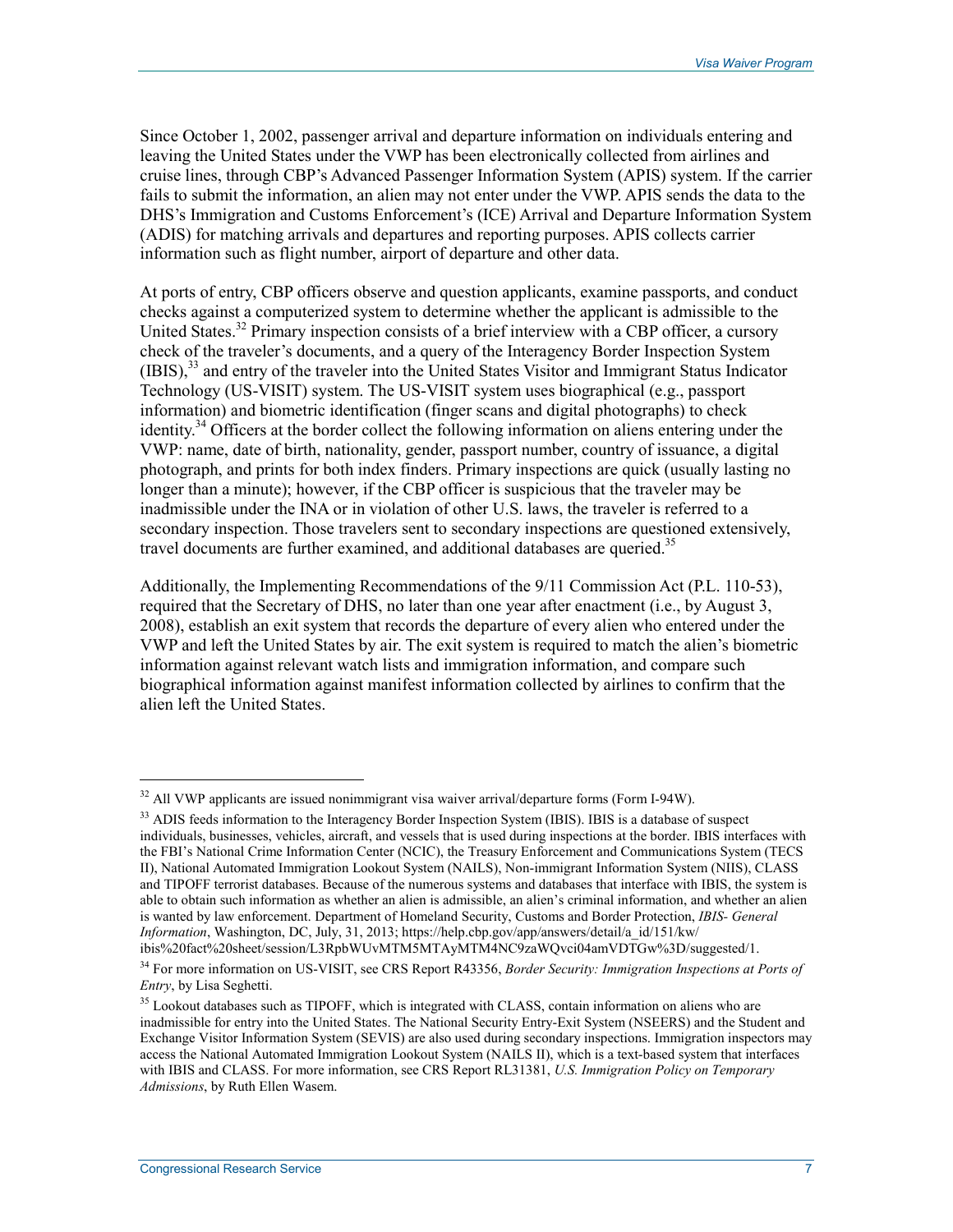Since October 1, 2002, passenger arrival and departure information on individuals entering and leaving the United States under the VWP has been electronically collected from airlines and cruise lines, through CBP's Advanced Passenger Information System (APIS) system. If the carrier fails to submit the information, an alien may not enter under the VWP. APIS sends the data to the DHS's Immigration and Customs Enforcement's (ICE) Arrival and Departure Information System (ADIS) for matching arrivals and departures and reporting purposes. APIS collects carrier information such as flight number, airport of departure and other data.

At ports of entry, CBP officers observe and question applicants, examine passports, and conduct checks against a computerized system to determine whether the applicant is admissible to the United States.[32] Primary inspection consists of a brief interview with a CBP officer, a cursory check of the traveler's documents, and a query of the Interagency Border Inspection System (IBIS),[33] and entry of the traveler into the United States Visitor and Immigrant Status Indicator Technology (US-VISIT) system. The US-VISIT system uses biographical (e.g., passport information) and biometric identification (finger scans and digital photographs) to check identity.[34] Officers at the border collect the following information on aliens entering under the VWP: name, date of birth, nationality, gender, passport number, country of issuance, a digital photograph, and prints for both index finders. Primary inspections are quick (usually lasting no longer than a minute); however, if the CBP officer is suspicious that the traveler may be inadmissible under the INA or in violation of other U.S. laws, the traveler is referred to a secondary inspection. Those travelers sent to secondary inspections are questioned extensively, travel documents are further examined, and additional databases are queried.[35]

Additionally, the Implementing Recommendations of the 9/11 Commission Act (P.L. 110-53), required that the Secretary of DHS, no later than one year after enactment (i.e., by August 3, 2008), establish an exit system that records the departure of every alien who entered under the VWP and left the United States by air. The exit system is required to match the alien's biometric information against relevant watch lists and immigration information, and compare such biographical information against manifest information collected by airlines to confirm that the alien left the United States.

---

[32] All VWP applicants are issued nonimmigrant visa waiver arrival/departure forms (Form I-94W).

[33] ADIS feeds information to the Interagency Border Inspection System (IBIS). IBIS is a database of suspect individuals, businesses, vehicles, aircraft, and vessels that is used during inspections at the border. IBIS interfaces with the FBI's National Crime Information Center (NCIC), the Treasury Enforcement and Communications System (TECS II), National Automated Immigration Lookout System (NAILS), Non-immigrant Information System (NIIS), CLASS and TIPOFF terrorist databases. Because of the numerous systems and databases that interface with IBIS, the system is able to obtain such information as whether an alien is admissible, an alien's criminal information, and whether an alien is wanted by law enforcement. Department of Homeland Security, Customs and Border Protection, *IBIS- General Information*, Washington, DC, July, 31, 2013; https://help.cbp.gov/app/answers/detail/a_id/151/kw/ibis%20fact%20sheet/session/L3RpbWUvMTM5MTAyMTM4NC9zaWQvci04amVDTGw%3D/suggested/1.

[34] For more information on US-VISIT, see CRS Report R43356, *Border Security: Immigration Inspections at Ports of Entry*, by Lisa Seghetti.

[35] Lookout databases such as TIPOFF, which is integrated with CLASS, contain information on aliens who are inadmissible for entry into the United States. The National Security Entry-Exit System (NSEERS) and the Student and Exchange Visitor Information System (SEVIS) are also used during secondary inspections. Immigration inspectors may access the National Automated Immigration Lookout System (NAILS II), which is a text-based system that interfaces with IBIS and CLASS. For more information, see CRS Report RL31381, *U.S. Immigration Policy on Temporary Admissions*, by Ruth Ellen Wasem.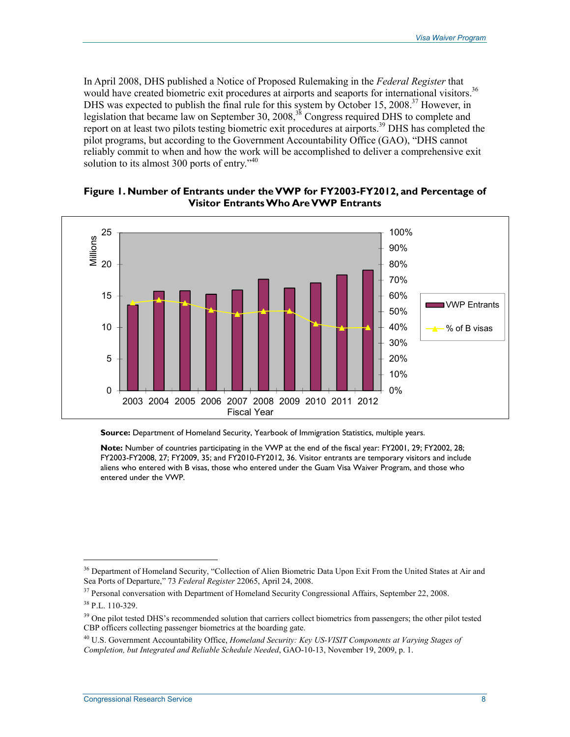In April 2008, DHS published a Notice of Proposed Rulemaking in the *Federal Register* that would have created biometric exit procedures at airports and seaports for international visitors.[36] DHS was expected to publish the final rule for this system by October 15, 2008.[37] However, in legislation that became law on September 30, 2008,[38] Congress required DHS to complete and report on at least two pilots testing biometric exit procedures at airports.[39] DHS has completed the pilot programs, but according to the Government Accountability Office (GAO), "DHS cannot reliably commit to when and how the work will be accomplished to deliver a comprehensive exit solution to its almost 300 ports of entry."[40]

**Figure 1. Number of Entrants under the VWP for FY2003-FY2012, and Percentage of Visitor Entrants Who Are VWP Entrants**

**Source:** Department of Homeland Security, Yearbook of Immigration Statistics, multiple years.

**Note:** Number of countries participating in the VWP at the end of the fiscal year: FY2001, 29; FY2002, 28; FY2003-FY2008, 27; FY2009, 35; and FY2010-FY2012, 36. Visitor entrants are temporary visitors and include aliens who entered with B visas, those who entered under the Guam Visa Waiver Program, and those who entered under the VWP.

---

[36] Department of Homeland Security, "Collection of Alien Biometric Data Upon Exit From the United States at Air and Sea Ports of Departure," 73 *Federal Register* 22065, April 24, 2008.

[37] Personal conversation with Department of Homeland Security Congressional Affairs, September 22, 2008.

[38] P.L. 110-329.

[39] One pilot tested DHS's recommended solution that carriers collect biometrics from passengers; the other pilot tested CBP officers collecting passenger biometrics at the boarding gate.

[40] U.S. Government Accountability Office, *Homeland Security: Key US-VISIT Components at Varying Stages of Completion, but Integrated and Reliable Schedule Needed*, GAO-10-13, November 19, 2009, p. 1.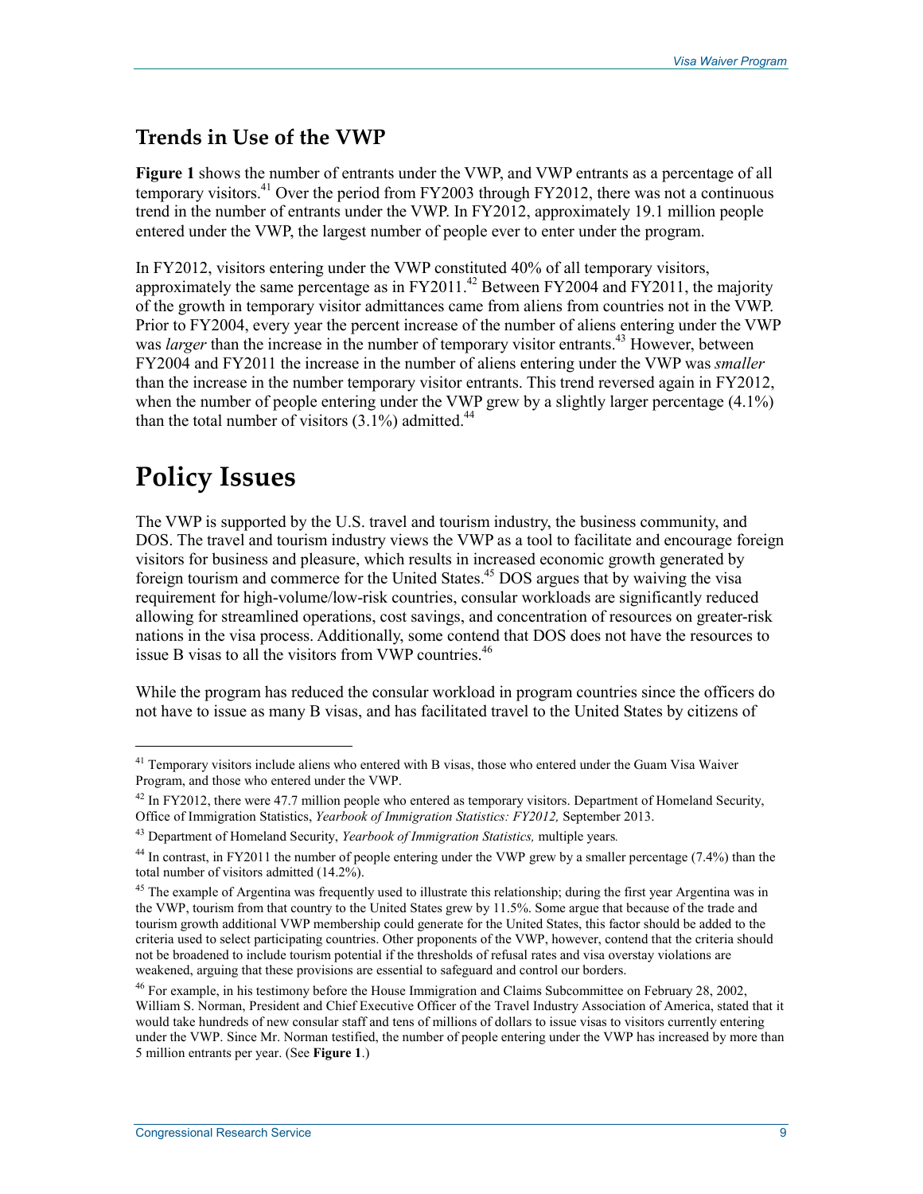## Trends in Use of the VWP

**Figure 1** shows the number of entrants under the VWP, and VWP entrants as a percentage of all temporary visitors.[41] Over the period from FY2003 through FY2012, there was not a continuous trend in the number of entrants under the VWP. In FY2012, approximately 19.1 million people entered under the VWP, the largest number of people ever to enter under the program.

In FY2012, visitors entering under the VWP constituted 40% of all temporary visitors, approximately the same percentage as in FY2011.[42] Between FY2004 and FY2011, the majority of the growth in temporary visitor admittances came from aliens from countries not in the VWP. Prior to FY2004, every year the percent increase of the number of aliens entering under the VWP was *larger* than the increase in the number of temporary visitor entrants.[43] However, between FY2004 and FY2011 the increase in the number of aliens entering under the VWP was *smaller* than the increase in the number temporary visitor entrants. This trend reversed again in FY2012, when the number of people entering under the VWP grew by a slightly larger percentage (4.1%) than the total number of visitors (3.1%) admitted.[44]

# Policy Issues

The VWP is supported by the U.S. travel and tourism industry, the business community, and DOS. The travel and tourism industry views the VWP as a tool to facilitate and encourage foreign visitors for business and pleasure, which results in increased economic growth generated by foreign tourism and commerce for the United States.[45] DOS argues that by waiving the visa requirement for high-volume/low-risk countries, consular workloads are significantly reduced allowing for streamlined operations, cost savings, and concentration of resources on greater-risk nations in the visa process. Additionally, some contend that DOS does not have the resources to issue B visas to all the visitors from VWP countries.[46]

While the program has reduced the consular workload in program countries since the officers do not have to issue as many B visas, and has facilitated travel to the United States by citizens of

---

[41] Temporary visitors include aliens who entered with B visas, those who entered under the Guam Visa Waiver Program, and those who entered under the VWP.

[42] In FY2012, there were 47.7 million people who entered as temporary visitors. Department of Homeland Security, Office of Immigration Statistics, *Yearbook of Immigration Statistics: FY2012,* September 2013.

[43] Department of Homeland Security, *Yearbook of Immigration Statistics,* multiple years.

[44] In contrast, in FY2011 the number of people entering under the VWP grew by a smaller percentage (7.4%) than the total number of visitors admitted (14.2%).

[45] The example of Argentina was frequently used to illustrate this relationship; during the first year Argentina was in the VWP, tourism from that country to the United States grew by 11.5%. Some argue that because of the trade and tourism growth additional VWP membership could generate for the United States, this factor should be added to the criteria used to select participating countries. Other proponents of the VWP, however, contend that the criteria should not be broadened to include tourism potential if the thresholds of refusal rates and visa overstay violations are weakened, arguing that these provisions are essential to safeguard and control our borders.

[46] For example, in his testimony before the House Immigration and Claims Subcommittee on February 28, 2002, William S. Norman, President and Chief Executive Officer of the Travel Industry Association of America, stated that it would take hundreds of new consular staff and tens of millions of dollars to issue visas to visitors currently entering under the VWP. Since Mr. Norman testified, the number of people entering under the VWP has increased by more than 5 million entrants per year. (See **Figure 1**.)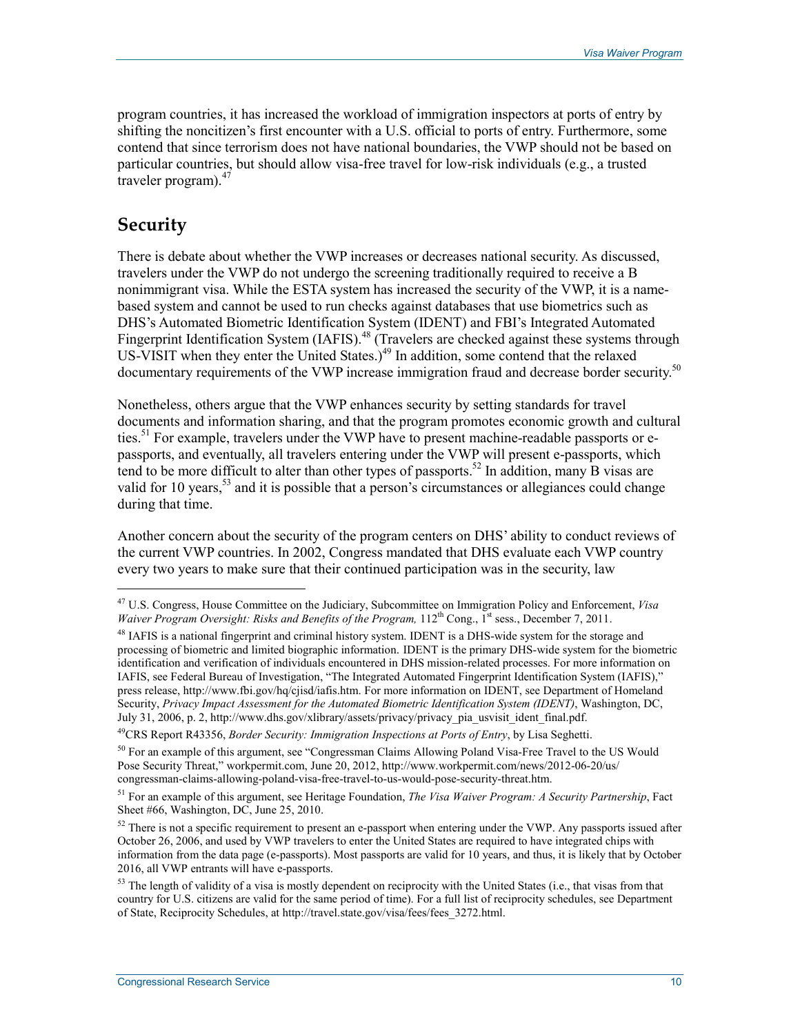program countries, it has increased the workload of immigration inspectors at ports of entry by shifting the noncitizen's first encounter with a U.S. official to ports of entry. Furthermore, some contend that since terrorism does not have national boundaries, the VWP should not be based on particular countries, but should allow visa-free travel for low-risk individuals (e.g., a trusted traveler program).[47]

## Security

There is debate about whether the VWP increases or decreases national security. As discussed, travelers under the VWP do not undergo the screening traditionally required to receive a B nonimmigrant visa. While the ESTA system has increased the security of the VWP, it is a name-based system and cannot be used to run checks against databases that use biometrics such as DHS's Automated Biometric Identification System (IDENT) and FBI's Integrated Automated Fingerprint Identification System (IAFIS).[48] (Travelers are checked against these systems through US-VISIT when they enter the United States.)[49] In addition, some contend that the relaxed documentary requirements of the VWP increase immigration fraud and decrease border security.[50]

Nonetheless, others argue that the VWP enhances security by setting standards for travel documents and information sharing, and that the program promotes economic growth and cultural ties.[51] For example, travelers under the VWP have to present machine-readable passports or e-passports, and eventually, all travelers entering under the VWP will present e-passports, which tend to be more difficult to alter than other types of passports.[52] In addition, many B visas are valid for 10 years,[53] and it is possible that a person's circumstances or allegiances could change during that time.

Another concern about the security of the program centers on DHS' ability to conduct reviews of the current VWP countries. In 2002, Congress mandated that DHS evaluate each VWP country every two years to make sure that their continued participation was in the security, law

---

[47] U.S. Congress, House Committee on the Judiciary, Subcommittee on Immigration Policy and Enforcement, *Visa Waiver Program Oversight: Risks and Benefits of the Program,* 112th Cong., 1st sess., December 7, 2011.

[48] IAFIS is a national fingerprint and criminal history system. IDENT is a DHS-wide system for the storage and processing of biometric and limited biographic information. IDENT is the primary DHS-wide system for the biometric identification and verification of individuals encountered in DHS mission-related processes. For more information on IAFIS, see Federal Bureau of Investigation, "The Integrated Automated Fingerprint Identification System (IAFIS)," press release, http://www.fbi.gov/hq/cjisd/iafis.htm. For more information on IDENT, see Department of Homeland Security, *Privacy Impact Assessment for the Automated Biometric Identification System (IDENT)*, Washington, DC, July 31, 2006, p. 2, http://www.dhs.gov/xlibrary/assets/privacy/privacy_pia_usvisit_ident_final.pdf.

[49] CRS Report R43356, *Border Security: Immigration Inspections at Ports of Entry*, by Lisa Seghetti.

[50] For an example of this argument, see "Congressman Claims Allowing Poland Visa-Free Travel to the US Would Pose Security Threat," workpermit.com, June 20, 2012, http://www.workpermit.com/news/2012-06-20/us/congressman-claims-allowing-poland-visa-free-travel-to-us-would-pose-security-threat.htm.

[51] For an example of this argument, see Heritage Foundation, *The Visa Waiver Program: A Security Partnership*, Fact Sheet #66, Washington, DC, June 25, 2010.

[52] There is not a specific requirement to present an e-passport when entering under the VWP. Any passports issued after October 26, 2006, and used by VWP travelers to enter the United States are required to have integrated chips with information from the data page (e-passports). Most passports are valid for 10 years, and thus, it is likely that by October 2016, all VWP entrants will have e-passports.

[53] The length of validity of a visa is mostly dependent on reciprocity with the United States (i.e., that visas from that country for U.S. citizens are valid for the same period of time). For a full list of reciprocity schedules, see Department of State, Reciprocity Schedules, at http://travel.state.gov/visa/fees/fees_3272.html.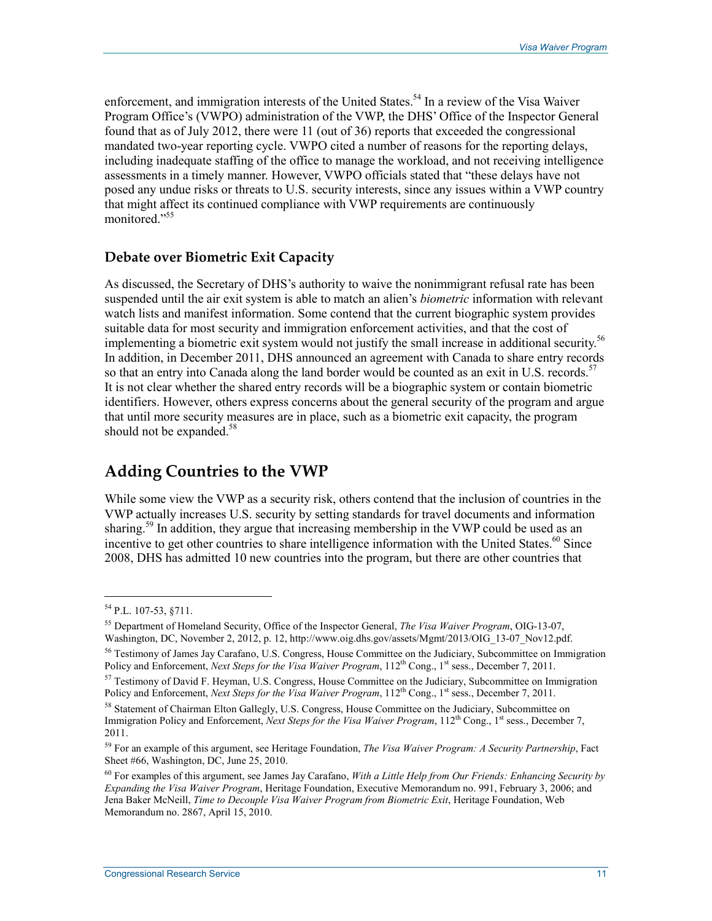enforcement, and immigration interests of the United States.[54] In a review of the Visa Waiver Program Office's (VWPO) administration of the VWP, the DHS' Office of the Inspector General found that as of July 2012, there were 11 (out of 36) reports that exceeded the congressional mandated two-year reporting cycle. VWPO cited a number of reasons for the reporting delays, including inadequate staffing of the office to manage the workload, and not receiving intelligence assessments in a timely manner. However, VWPO officials stated that "these delays have not posed any undue risks or threats to U.S. security interests, since any issues within a VWP country that might affect its continued compliance with VWP requirements are continuously monitored."[55]

### Debate over Biometric Exit Capacity

As discussed, the Secretary of DHS's authority to waive the nonimmigrant refusal rate has been suspended until the air exit system is able to match an alien's *biometric* information with relevant watch lists and manifest information. Some contend that the current biographic system provides suitable data for most security and immigration enforcement activities, and that the cost of implementing a biometric exit system would not justify the small increase in additional security.[56] In addition, in December 2011, DHS announced an agreement with Canada to share entry records so that an entry into Canada along the land border would be counted as an exit in U.S. records.[57] It is not clear whether the shared entry records will be a biographic system or contain biometric identifiers. However, others express concerns about the general security of the program and argue that until more security measures are in place, such as a biometric exit capacity, the program should not be expanded.[58]

## Adding Countries to the VWP

While some view the VWP as a security risk, others contend that the inclusion of countries in the VWP actually increases U.S. security by setting standards for travel documents and information sharing.[59] In addition, they argue that increasing membership in the VWP could be used as an incentive to get other countries to share intelligence information with the United States.[60] Since 2008, DHS has admitted 10 new countries into the program, but there are other countries that

---

[54] P.L. 107-53, §711.

[55] Department of Homeland Security, Office of the Inspector General, *The Visa Waiver Program*, OIG-13-07, Washington, DC, November 2, 2012, p. 12, http://www.oig.dhs.gov/assets/Mgmt/2013/OIG_13-07_Nov12.pdf.

[56] Testimony of James Jay Carafano, U.S. Congress, House Committee on the Judiciary, Subcommittee on Immigration Policy and Enforcement, *Next Steps for the Visa Waiver Program*, 112th Cong., 1st sess., December 7, 2011.

[57] Testimony of David F. Heyman, U.S. Congress, House Committee on the Judiciary, Subcommittee on Immigration Policy and Enforcement, *Next Steps for the Visa Waiver Program*, 112th Cong., 1st sess., December 7, 2011.

[58] Statement of Chairman Elton Gallegly, U.S. Congress, House Committee on the Judiciary, Subcommittee on Immigration Policy and Enforcement, *Next Steps for the Visa Waiver Program*, 112th Cong., 1st sess., December 7, 2011.

[59] For an example of this argument, see Heritage Foundation, *The Visa Waiver Program: A Security Partnership*, Fact Sheet #66, Washington, DC, June 25, 2010.

[60] For examples of this argument, see James Jay Carafano, *With a Little Help from Our Friends: Enhancing Security by Expanding the Visa Waiver Program*, Heritage Foundation, Executive Memorandum no. 991, February 3, 2006; and Jena Baker McNeill, *Time to Decouple Visa Waiver Program from Biometric Exit*, Heritage Foundation, Web Memorandum no. 2867, April 15, 2010.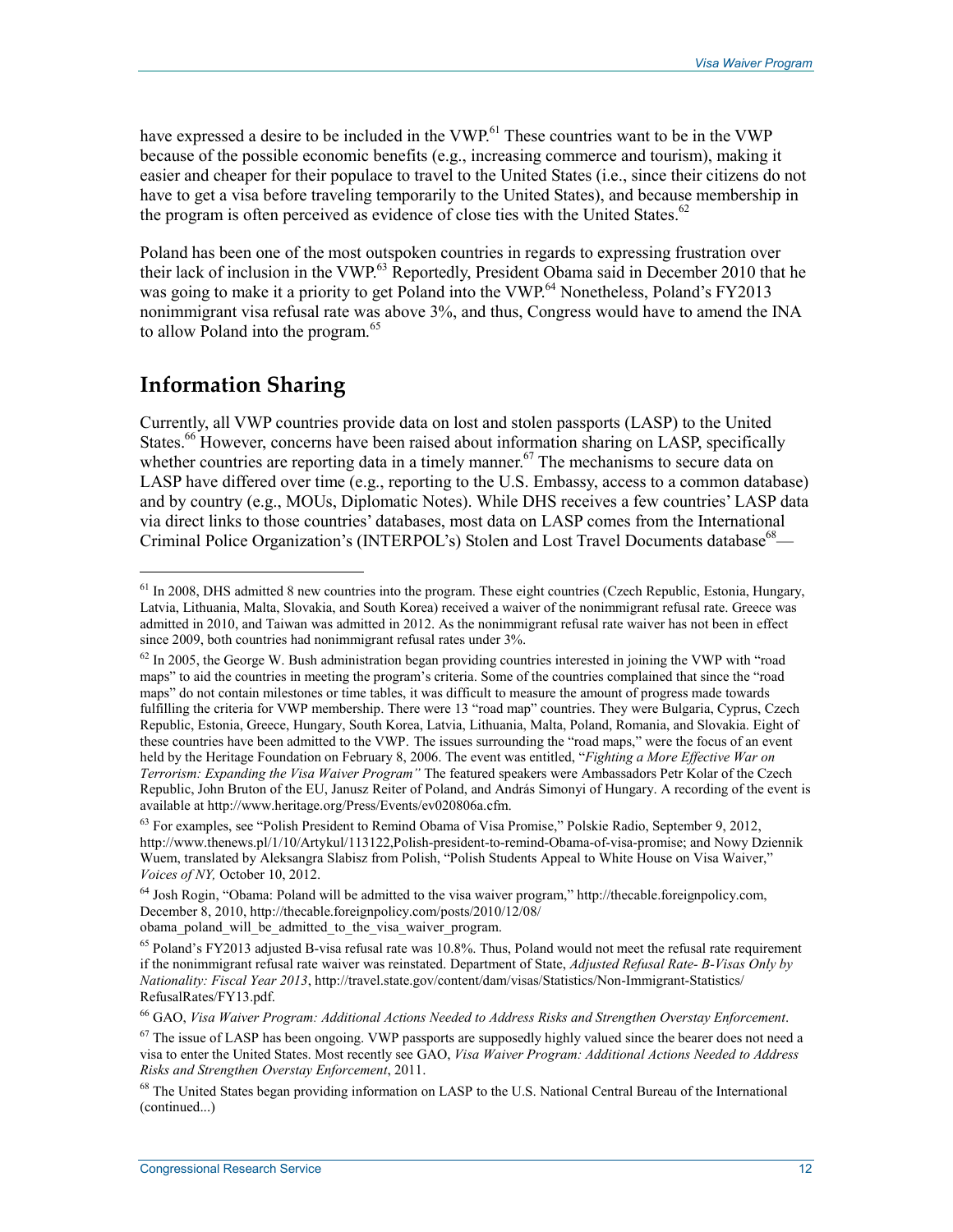have expressed a desire to be included in the VWP.[61] These countries want to be in the VWP because of the possible economic benefits (e.g., increasing commerce and tourism), making it easier and cheaper for their populace to travel to the United States (i.e., since their citizens do not have to get a visa before traveling temporarily to the United States), and because membership in the program is often perceived as evidence of close ties with the United States.[62]

Poland has been one of the most outspoken countries in regards to expressing frustration over their lack of inclusion in the VWP.[63] Reportedly, President Obama said in December 2010 that he was going to make it a priority to get Poland into the VWP.[64] Nonetheless, Poland's FY2013 nonimmigrant visa refusal rate was above 3%, and thus, Congress would have to amend the INA to allow Poland into the program.[65]

## Information Sharing

Currently, all VWP countries provide data on lost and stolen passports (LASP) to the United States.[66] However, concerns have been raised about information sharing on LASP, specifically whether countries are reporting data in a timely manner.[67] The mechanisms to secure data on LASP have differed over time (e.g., reporting to the U.S. Embassy, access to a common database) and by country (e.g., MOUs, Diplomatic Notes). While DHS receives a few countries' LASP data via direct links to those countries' databases, most data on LASP comes from the International Criminal Police Organization's (INTERPOL's) Stolen and Lost Travel Documents database[68]—

---

[61] In 2008, DHS admitted 8 new countries into the program. These eight countries (Czech Republic, Estonia, Hungary, Latvia, Lithuania, Malta, Slovakia, and South Korea) received a waiver of the nonimmigrant refusal rate. Greece was admitted in 2010, and Taiwan was admitted in 2012. As the nonimmigrant refusal rate waiver has not been in effect since 2009, both countries had nonimmigrant refusal rates under 3%.

[62] In 2005, the George W. Bush administration began providing countries interested in joining the VWP with "road maps" to aid the countries in meeting the program's criteria. Some of the countries complained that since the "road maps" do not contain milestones or time tables, it was difficult to measure the amount of progress made towards fulfilling the criteria for VWP membership. There were 13 "road map" countries. They were Bulgaria, Cyprus, Czech Republic, Estonia, Greece, Hungary, South Korea, Latvia, Lithuania, Malta, Poland, Romania, and Slovakia. Eight of these countries have been admitted to the VWP. The issues surrounding the "road maps," were the focus of an event held by the Heritage Foundation on February 8, 2006. The event was entitled, "*Fighting a More Effective War on Terrorism: Expanding the Visa Waiver Program"* The featured speakers were Ambassadors Petr Kolar of the Czech Republic, John Bruton of the EU, Janusz Reiter of Poland, and András Simonyi of Hungary. A recording of the event is available at http://www.heritage.org/Press/Events/ev020806a.cfm.

[63] For examples, see "Polish President to Remind Obama of Visa Promise," Polskie Radio, September 9, 2012, http://www.thenews.pl/1/10/Artykul/113122,Polish-president-to-remind-Obama-of-visa-promise; and Nowy Dziennik Wuem, translated by Aleksangra Slabisz from Polish, "Polish Students Appeal to White House on Visa Waiver," *Voices of NY,* October 10, 2012.

[64] Josh Rogin, "Obama: Poland will be admitted to the visa waiver program," http://thecable.foreignpolicy.com, December 8, 2010, http://thecable.foreignpolicy.com/posts/2010/12/08/obama_poland_will_be_admitted_to_the_visa_waiver_program.

[65] Poland's FY2013 adjusted B-visa refusal rate was 10.8%. Thus, Poland would not meet the refusal rate requirement if the nonimmigrant refusal rate waiver was reinstated. Department of State, *Adjusted Refusal Rate- B-Visas Only by Nationality: Fiscal Year 2013*, http://travel.state.gov/content/dam/visas/Statistics/Non-Immigrant-Statistics/RefusalRates/FY13.pdf.

[66] GAO, *Visa Waiver Program: Additional Actions Needed to Address Risks and Strengthen Overstay Enforcement*.

[67] The issue of LASP has been ongoing. VWP passports are supposedly highly valued since the bearer does not need a visa to enter the United States. Most recently see GAO, *Visa Waiver Program: Additional Actions Needed to Address Risks and Strengthen Overstay Enforcement*, 2011.

[68] The United States began providing information on LASP to the U.S. National Central Bureau of the International (continued...)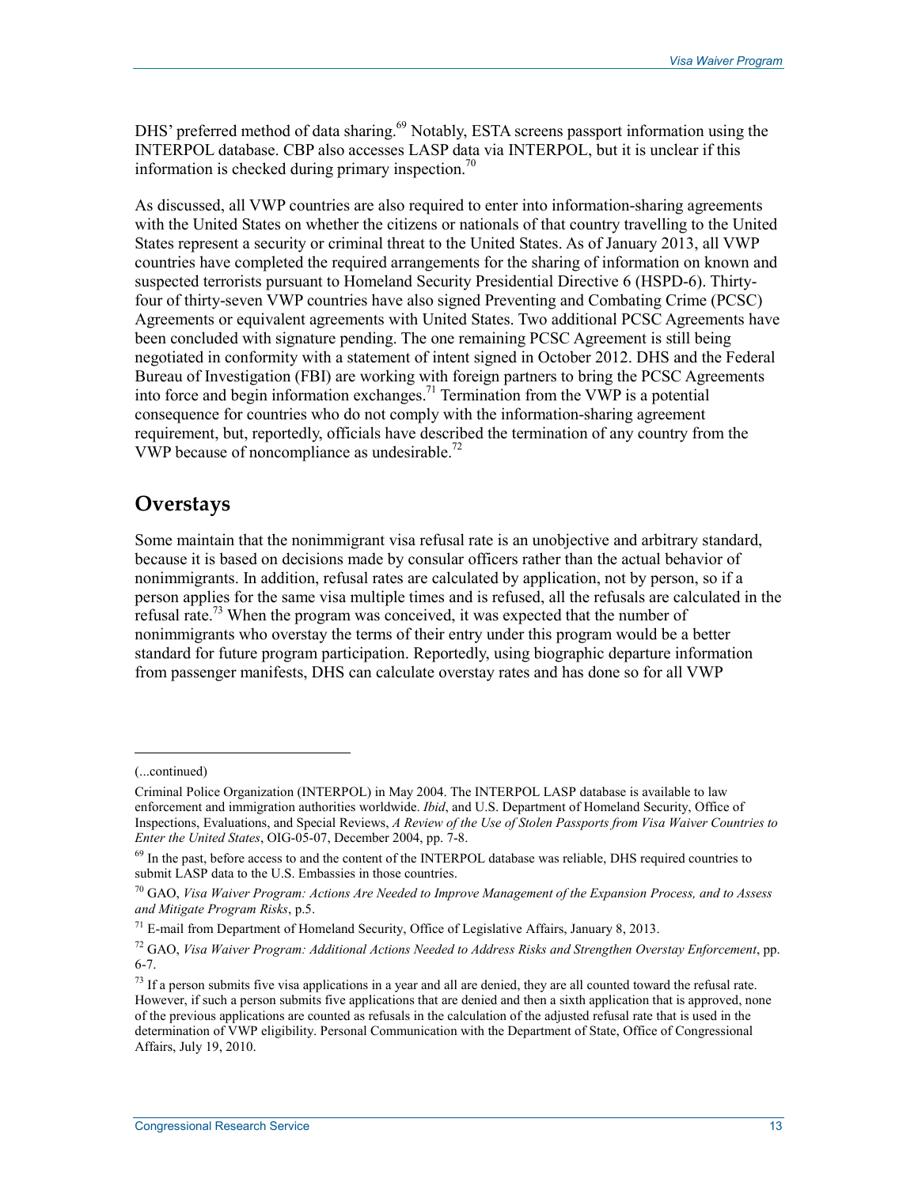DHS' preferred method of data sharing.[69] Notably, ESTA screens passport information using the INTERPOL database. CBP also accesses LASP data via INTERPOL, but it is unclear if this information is checked during primary inspection.[70]

As discussed, all VWP countries are also required to enter into information-sharing agreements with the United States on whether the citizens or nationals of that country travelling to the United States represent a security or criminal threat to the United States. As of January 2013, all VWP countries have completed the required arrangements for the sharing of information on known and suspected terrorists pursuant to Homeland Security Presidential Directive 6 (HSPD-6). Thirty-four of thirty-seven VWP countries have also signed Preventing and Combating Crime (PCSC) Agreements or equivalent agreements with United States. Two additional PCSC Agreements have been concluded with signature pending. The one remaining PCSC Agreement is still being negotiated in conformity with a statement of intent signed in October 2012. DHS and the Federal Bureau of Investigation (FBI) are working with foreign partners to bring the PCSC Agreements into force and begin information exchanges.[71] Termination from the VWP is a potential consequence for countries who do not comply with the information-sharing agreement requirement, but, reportedly, officials have described the termination of any country from the VWP because of noncompliance as undesirable.[72]

## Overstays

Some maintain that the nonimmigrant visa refusal rate is an unobjective and arbitrary standard, because it is based on decisions made by consular officers rather than the actual behavior of nonimmigrants. In addition, refusal rates are calculated by application, not by person, so if a person applies for the same visa multiple times and is refused, all the refusals are calculated in the refusal rate.[73] When the program was conceived, it was expected that the number of nonimmigrants who overstay the terms of their entry under this program would be a better standard for future program participation. Reportedly, using biographic departure information from passenger manifests, DHS can calculate overstay rates and has done so for all VWP

---

(...continued)

Criminal Police Organization (INTERPOL) in May 2004. The INTERPOL LASP database is available to law enforcement and immigration authorities worldwide. *Ibid*, and U.S. Department of Homeland Security, Office of Inspections, Evaluations, and Special Reviews, *A Review of the Use of Stolen Passports from Visa Waiver Countries to Enter the United States*, OIG-05-07, December 2004, pp. 7-8.

[69] In the past, before access to and the content of the INTERPOL database was reliable, DHS required countries to submit LASP data to the U.S. Embassies in those countries.

[70] GAO, *Visa Waiver Program: Actions Are Needed to Improve Management of the Expansion Process, and to Assess and Mitigate Program Risks*, p.5.

[71] E-mail from Department of Homeland Security, Office of Legislative Affairs, January 8, 2013.

[72] GAO, *Visa Waiver Program: Additional Actions Needed to Address Risks and Strengthen Overstay Enforcement*, pp. 6-7.

[73] If a person submits five visa applications in a year and all are denied, they are all counted toward the refusal rate. However, if such a person submits five applications that are denied and then a sixth application that is approved, none of the previous applications are counted as refusals in the calculation of the adjusted refusal rate that is used in the determination of VWP eligibility. Personal Communication with the Department of State, Office of Congressional Affairs, July 19, 2010.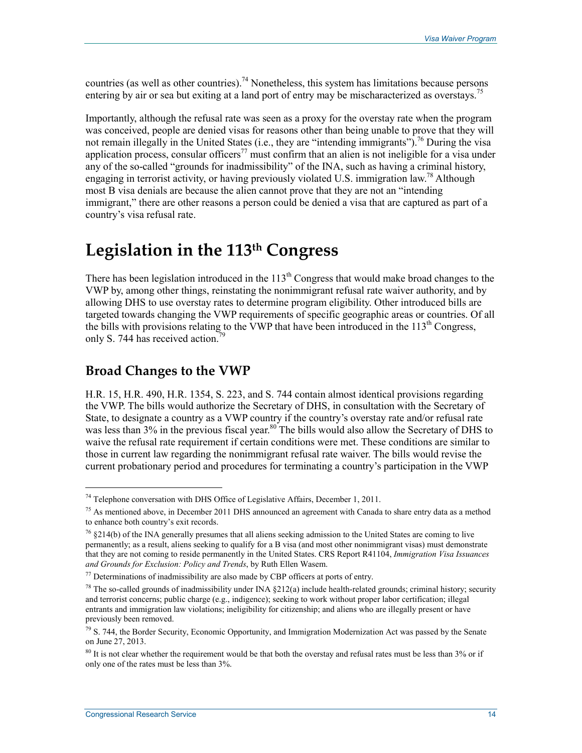countries (as well as other countries).[74] Nonetheless, this system has limitations because persons entering by air or sea but exiting at a land port of entry may be mischaracterized as overstays.[75]

Importantly, although the refusal rate was seen as a proxy for the overstay rate when the program was conceived, people are denied visas for reasons other than being unable to prove that they will not remain illegally in the United States (i.e., they are "intending immigrants").[76] During the visa application process, consular officers[77] must confirm that an alien is not ineligible for a visa under any of the so-called "grounds for inadmissibility" of the INA, such as having a criminal history, engaging in terrorist activity, or having previously violated U.S. immigration law.[78] Although most B visa denials are because the alien cannot prove that they are not an "intending immigrant," there are other reasons a person could be denied a visa that are captured as part of a country's visa refusal rate.

# Legislation in the 113th Congress

There has been legislation introduced in the 113th Congress that would make broad changes to the VWP by, among other things, reinstating the nonimmigrant refusal rate waiver authority, and by allowing DHS to use overstay rates to determine program eligibility. Other introduced bills are targeted towards changing the VWP requirements of specific geographic areas or countries. Of all the bills with provisions relating to the VWP that have been introduced in the 113th Congress, only S. 744 has received action.[79]

## Broad Changes to the VWP

H.R. 15, H.R. 490, H.R. 1354, S. 223, and S. 744 contain almost identical provisions regarding the VWP. The bills would authorize the Secretary of DHS, in consultation with the Secretary of State, to designate a country as a VWP country if the country's overstay rate and/or refusal rate was less than 3% in the previous fiscal year.[80] The bills would also allow the Secretary of DHS to waive the refusal rate requirement if certain conditions were met. These conditions are similar to those in current law regarding the nonimmigrant refusal rate waiver. The bills would revise the current probationary period and procedures for terminating a country's participation in the VWP

---

[74] Telephone conversation with DHS Office of Legislative Affairs, December 1, 2011.

[75] As mentioned above, in December 2011 DHS announced an agreement with Canada to share entry data as a method to enhance both country's exit records.

[76] §214(b) of the INA generally presumes that all aliens seeking admission to the United States are coming to live permanently; as a result, aliens seeking to qualify for a B visa (and most other nonimmigrant visas) must demonstrate that they are not coming to reside permanently in the United States. CRS Report R41104, *Immigration Visa Issuances and Grounds for Exclusion: Policy and Trends*, by Ruth Ellen Wasem.

[77] Determinations of inadmissibility are also made by CBP officers at ports of entry.

[78] The so-called grounds of inadmissibility under INA §212(a) include health-related grounds; criminal history; security and terrorist concerns; public charge (e.g., indigence); seeking to work without proper labor certification; illegal entrants and immigration law violations; ineligibility for citizenship; and aliens who are illegally present or have previously been removed.

[79] S. 744, the Border Security, Economic Opportunity, and Immigration Modernization Act was passed by the Senate on June 27, 2013.

[80] It is not clear whether the requirement would be that both the overstay and refusal rates must be less than 3% or if only one of the rates must be less than 3%.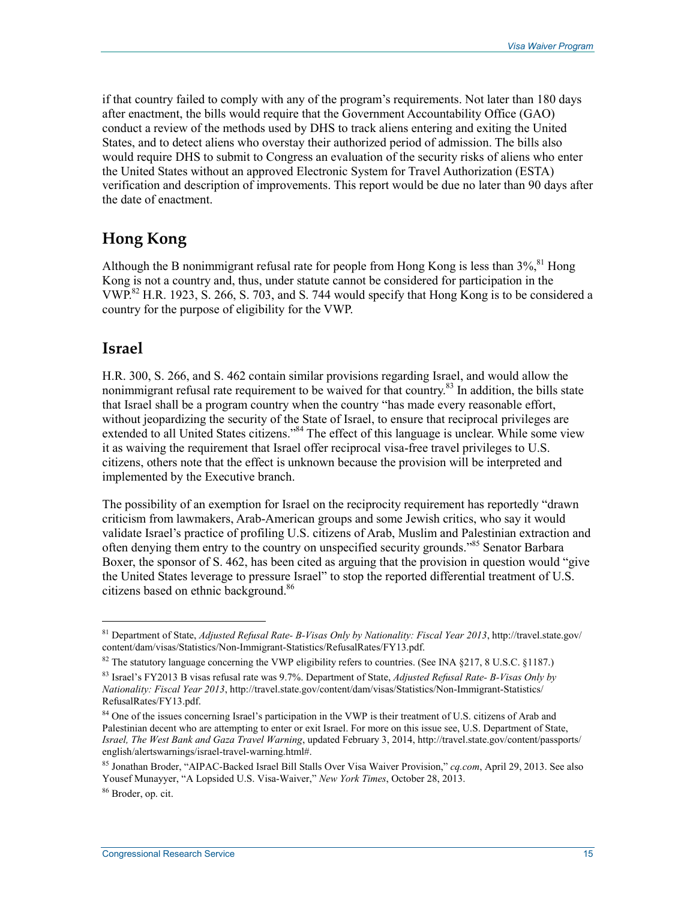if that country failed to comply with any of the program's requirements. Not later than 180 days after enactment, the bills would require that the Government Accountability Office (GAO) conduct a review of the methods used by DHS to track aliens entering and exiting the United States, and to detect aliens who overstay their authorized period of admission. The bills also would require DHS to submit to Congress an evaluation of the security risks of aliens who enter the United States without an approved Electronic System for Travel Authorization (ESTA) verification and description of improvements. This report would be due no later than 90 days after the date of enactment.

## Hong Kong

Although the B nonimmigrant refusal rate for people from Hong Kong is less than 3%,[81] Hong Kong is not a country and, thus, under statute cannot be considered for participation in the VWP.[82] H.R. 1923, S. 266, S. 703, and S. 744 would specify that Hong Kong is to be considered a country for the purpose of eligibility for the VWP.

## Israel

H.R. 300, S. 266, and S. 462 contain similar provisions regarding Israel, and would allow the nonimmigrant refusal rate requirement to be waived for that country.[83] In addition, the bills state that Israel shall be a program country when the country "has made every reasonable effort, without jeopardizing the security of the State of Israel, to ensure that reciprocal privileges are extended to all United States citizens."[84] The effect of this language is unclear. While some view it as waiving the requirement that Israel offer reciprocal visa-free travel privileges to U.S. citizens, others note that the effect is unknown because the provision will be interpreted and implemented by the Executive branch.

The possibility of an exemption for Israel on the reciprocity requirement has reportedly "drawn criticism from lawmakers, Arab-American groups and some Jewish critics, who say it would validate Israel's practice of profiling U.S. citizens of Arab, Muslim and Palestinian extraction and often denying them entry to the country on unspecified security grounds."[85] Senator Barbara Boxer, the sponsor of S. 462, has been cited as arguing that the provision in question would "give the United States leverage to pressure Israel" to stop the reported differential treatment of U.S. citizens based on ethnic background.[86]

---

[81] Department of State, *Adjusted Refusal Rate- B-Visas Only by Nationality: Fiscal Year 2013*, http://travel.state.gov/content/dam/visas/Statistics/Non-Immigrant-Statistics/RefusalRates/FY13.pdf.

[82] The statutory language concerning the VWP eligibility refers to countries. (See INA §217, 8 U.S.C. §1187.)

[83] Israel's FY2013 B visas refusal rate was 9.7%. Department of State, *Adjusted Refusal Rate- B-Visas Only by Nationality: Fiscal Year 2013*, http://travel.state.gov/content/dam/visas/Statistics/Non-Immigrant-Statistics/RefusalRates/FY13.pdf.

[84] One of the issues concerning Israel's participation in the VWP is their treatment of U.S. citizens of Arab and Palestinian decent who are attempting to enter or exit Israel. For more on this issue see, U.S. Department of State, *Israel, The West Bank and Gaza Travel Warning*, updated February 3, 2014, http://travel.state.gov/content/passports/english/alertswarnings/israel-travel-warning.html#.

[85] Jonathan Broder, "AIPAC-Backed Israel Bill Stalls Over Visa Waiver Provision," *cq.com*, April 29, 2013. See also Yousef Munayyer, "A Lopsided U.S. Visa-Waiver," *New York Times*, October 28, 2013.

[86] Broder, op. cit.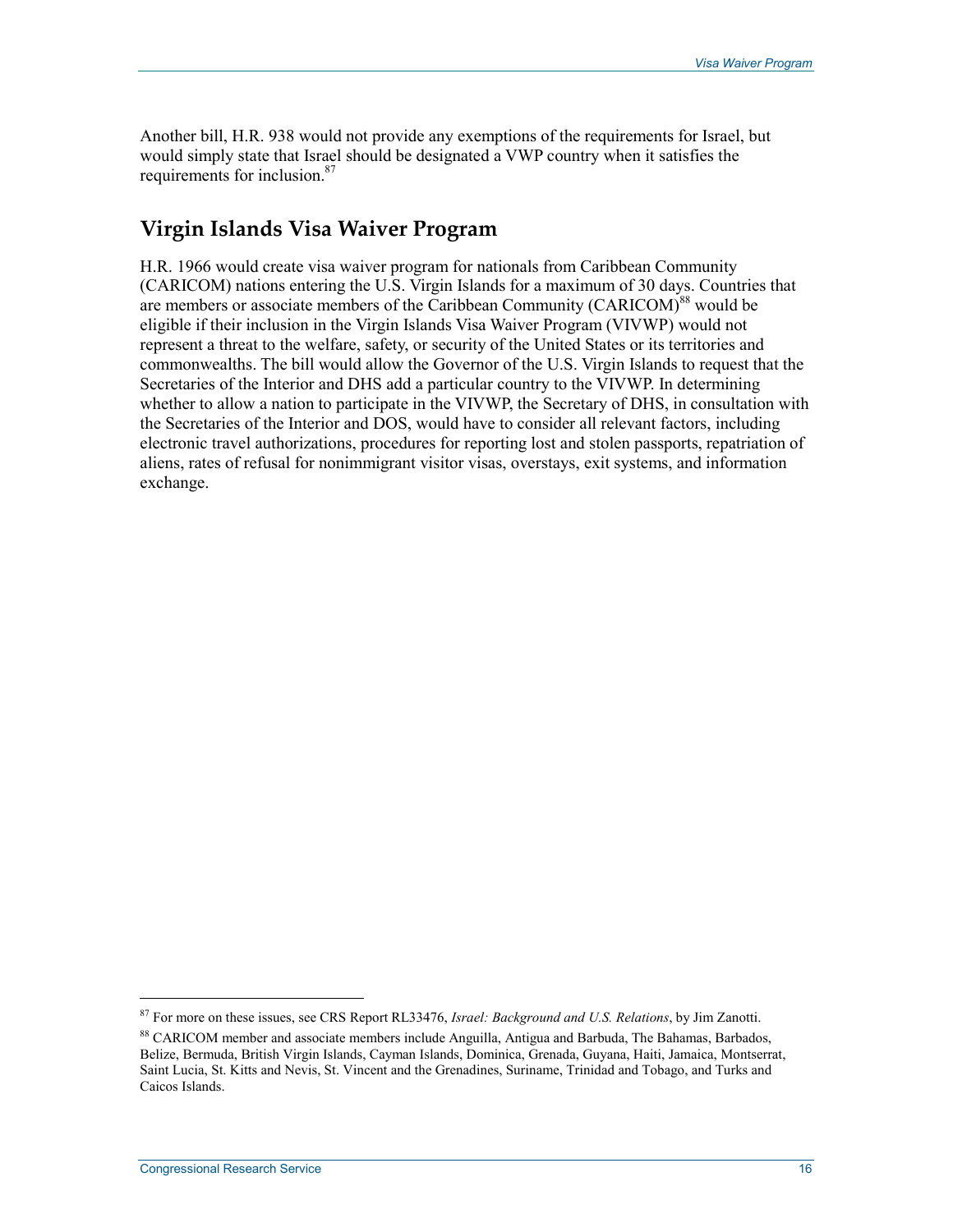Another bill, H.R. 938 would not provide any exemptions of the requirements for Israel, but would simply state that Israel should be designated a VWP country when it satisfies the requirements for inclusion.[87]

## Virgin Islands Visa Waiver Program

H.R. 1966 would create visa waiver program for nationals from Caribbean Community (CARICOM) nations entering the U.S. Virgin Islands for a maximum of 30 days. Countries that are members or associate members of the Caribbean Community (CARICOM)[88] would be eligible if their inclusion in the Virgin Islands Visa Waiver Program (VIVWP) would not represent a threat to the welfare, safety, or security of the United States or its territories and commonwealths. The bill would allow the Governor of the U.S. Virgin Islands to request that the Secretaries of the Interior and DHS add a particular country to the VIVWP. In determining whether to allow a nation to participate in the VIVWP, the Secretary of DHS, in consultation with the Secretaries of the Interior and DOS, would have to consider all relevant factors, including electronic travel authorizations, procedures for reporting lost and stolen passports, repatriation of aliens, rates of refusal for nonimmigrant visitor visas, overstays, exit systems, and information exchange.

---

[87] For more on these issues, see CRS Report RL33476, *Israel: Background and U.S. Relations*, by Jim Zanotti.

[88] CARICOM member and associate members include Anguilla, Antigua and Barbuda, The Bahamas, Barbados, Belize, Bermuda, British Virgin Islands, Cayman Islands, Dominica, Grenada, Guyana, Haiti, Jamaica, Montserrat, Saint Lucia, St. Kitts and Nevis, St. Vincent and the Grenadines, Suriname, Trinidad and Tobago, and Turks and Caicos Islands.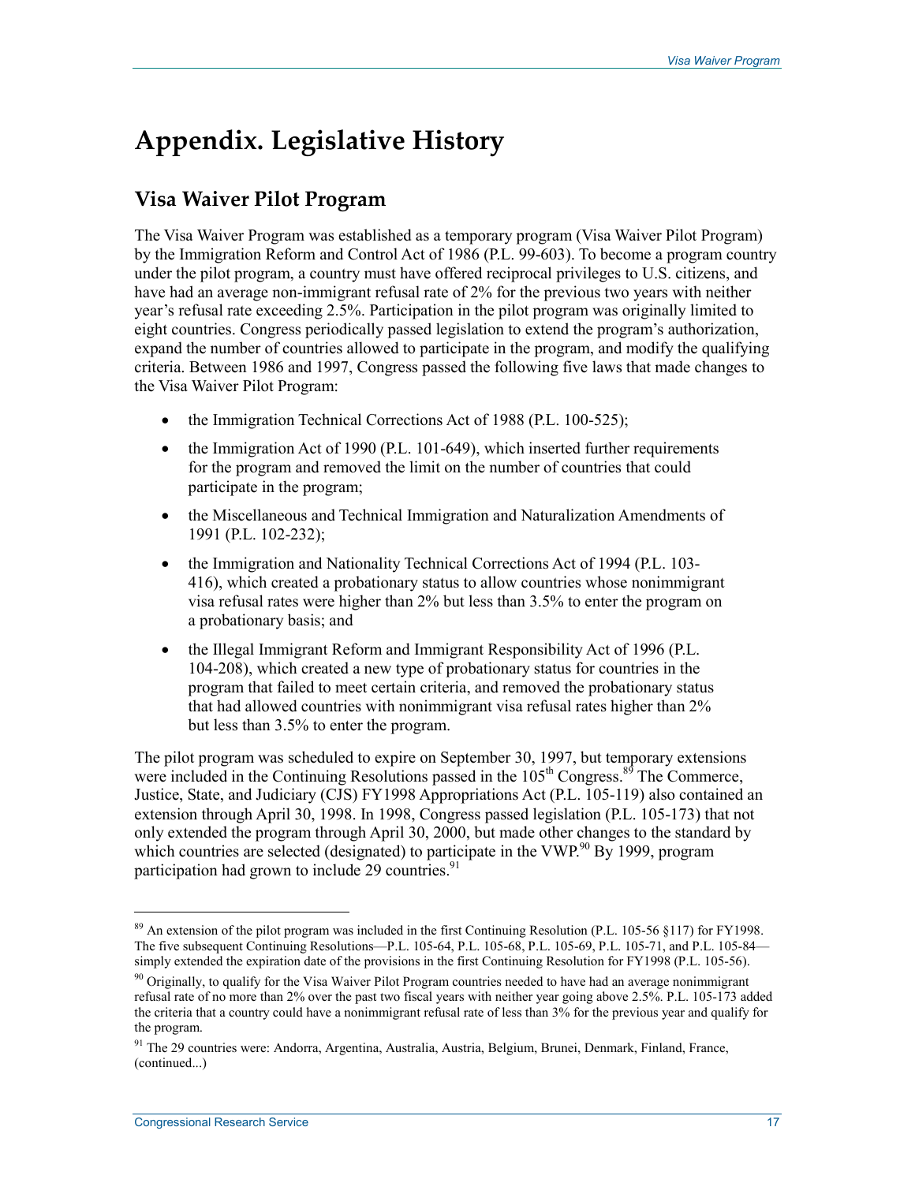# Appendix. Legislative History

## Visa Waiver Pilot Program

The Visa Waiver Program was established as a temporary program (Visa Waiver Pilot Program) by the Immigration Reform and Control Act of 1986 (P.L. 99-603). To become a program country under the pilot program, a country must have offered reciprocal privileges to U.S. citizens, and have had an average non-immigrant refusal rate of 2% for the previous two years with neither year's refusal rate exceeding 2.5%. Participation in the pilot program was originally limited to eight countries. Congress periodically passed legislation to extend the program's authorization, expand the number of countries allowed to participate in the program, and modify the qualifying criteria. Between 1986 and 1997, Congress passed the following five laws that made changes to the Visa Waiver Pilot Program:

- the Immigration Technical Corrections Act of 1988 (P.L. 100-525);
- the Immigration Act of 1990 (P.L. 101-649), which inserted further requirements for the program and removed the limit on the number of countries that could participate in the program;
- the Miscellaneous and Technical Immigration and Naturalization Amendments of 1991 (P.L. 102-232);
- the Immigration and Nationality Technical Corrections Act of 1994 (P.L. 103-416), which created a probationary status to allow countries whose nonimmigrant visa refusal rates were higher than 2% but less than 3.5% to enter the program on a probationary basis; and
- the Illegal Immigrant Reform and Immigrant Responsibility Act of 1996 (P.L. 104-208), which created a new type of probationary status for countries in the program that failed to meet certain criteria, and removed the probationary status that had allowed countries with nonimmigrant visa refusal rates higher than 2% but less than 3.5% to enter the program.

The pilot program was scheduled to expire on September 30, 1997, but temporary extensions were included in the Continuing Resolutions passed in the 105th Congress.[89] The Commerce, Justice, State, and Judiciary (CJS) FY1998 Appropriations Act (P.L. 105-119) also contained an extension through April 30, 1998. In 1998, Congress passed legislation (P.L. 105-173) that not only extended the program through April 30, 2000, but made other changes to the standard by which countries are selected (designated) to participate in the VWP.[90] By 1999, program participation had grown to include 29 countries.[91]

---

[89] An extension of the pilot program was included in the first Continuing Resolution (P.L. 105-56 §117) for FY1998. The five subsequent Continuing Resolutions—P.L. 105-64, P.L. 105-68, P.L. 105-69, P.L. 105-71, and P.L. 105-84—simply extended the expiration date of the provisions in the first Continuing Resolution for FY1998 (P.L. 105-56).

[90] Originally, to qualify for the Visa Waiver Pilot Program countries needed to have had an average nonimmigrant refusal rate of no more than 2% over the past two fiscal years with neither year going above 2.5%. P.L. 105-173 added the criteria that a country could have a nonimmigrant refusal rate of less than 3% for the previous year and qualify for the program.

[91] The 29 countries were: Andorra, Argentina, Australia, Austria, Belgium, Brunei, Denmark, Finland, France, (continued...)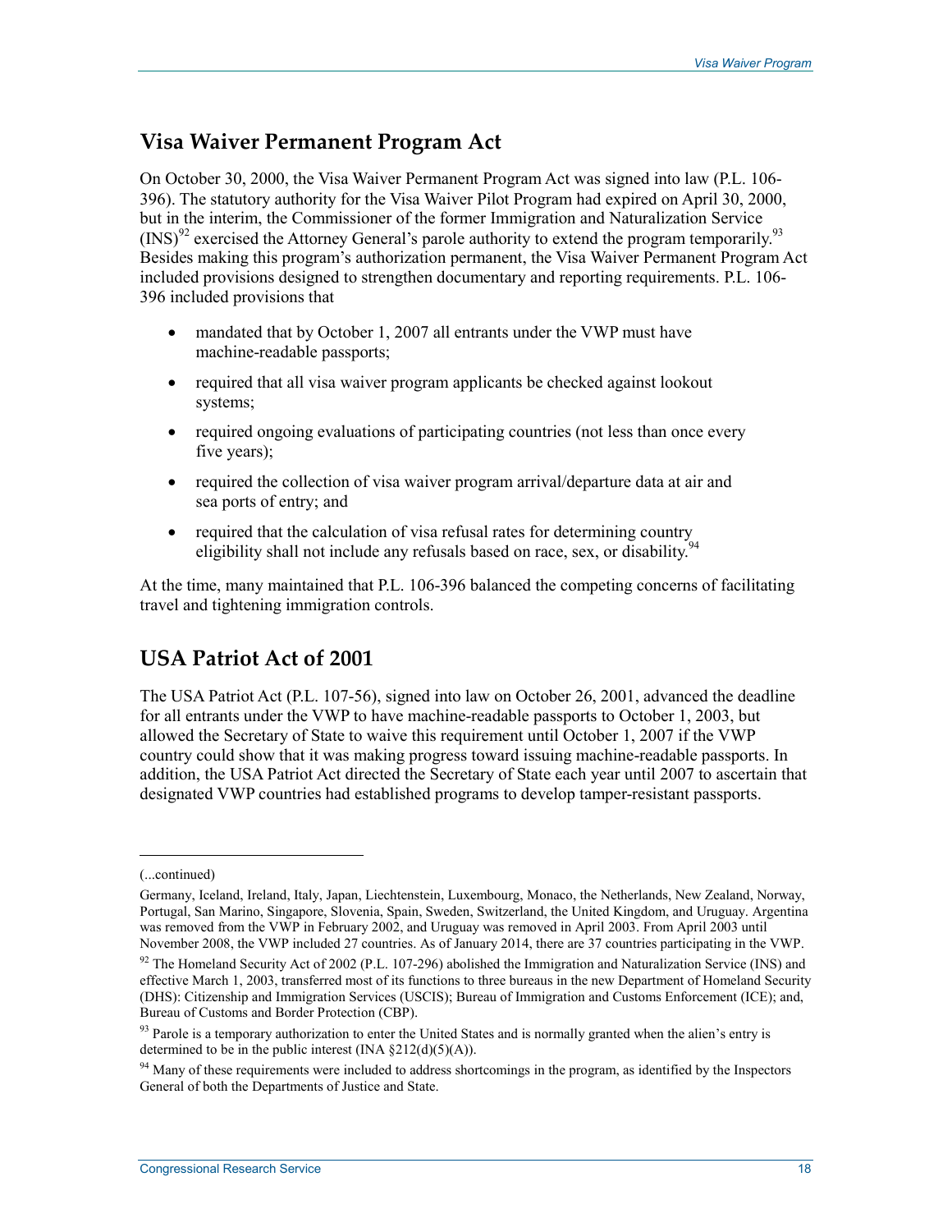## Visa Waiver Permanent Program Act

On October 30, 2000, the Visa Waiver Permanent Program Act was signed into law (P.L. 106-396). The statutory authority for the Visa Waiver Pilot Program had expired on April 30, 2000, but in the interim, the Commissioner of the former Immigration and Naturalization Service (INS)[92] exercised the Attorney General's parole authority to extend the program temporarily.[93] Besides making this program's authorization permanent, the Visa Waiver Permanent Program Act included provisions designed to strengthen documentary and reporting requirements. P.L. 106-396 included provisions that

- mandated that by October 1, 2007 all entrants under the VWP must have machine-readable passports;
- required that all visa waiver program applicants be checked against lookout systems;
- required ongoing evaluations of participating countries (not less than once every five years);
- required the collection of visa waiver program arrival/departure data at air and sea ports of entry; and
- required that the calculation of visa refusal rates for determining country eligibility shall not include any refusals based on race, sex, or disability.[94]

At the time, many maintained that P.L. 106-396 balanced the competing concerns of facilitating travel and tightening immigration controls.

## USA Patriot Act of 2001

The USA Patriot Act (P.L. 107-56), signed into law on October 26, 2001, advanced the deadline for all entrants under the VWP to have machine-readable passports to October 1, 2003, but allowed the Secretary of State to waive this requirement until October 1, 2007 if the VWP country could show that it was making progress toward issuing machine-readable passports. In addition, the USA Patriot Act directed the Secretary of State each year until 2007 to ascertain that designated VWP countries had established programs to develop tamper-resistant passports.

---

(...continued)

Germany, Iceland, Ireland, Italy, Japan, Liechtenstein, Luxembourg, Monaco, the Netherlands, New Zealand, Norway, Portugal, San Marino, Singapore, Slovenia, Spain, Sweden, Switzerland, the United Kingdom, and Uruguay. Argentina was removed from the VWP in February 2002, and Uruguay was removed in April 2003. From April 2003 until November 2008, the VWP included 27 countries. As of January 2014, there are 37 countries participating in the VWP.

[92] The Homeland Security Act of 2002 (P.L. 107-296) abolished the Immigration and Naturalization Service (INS) and effective March 1, 2003, transferred most of its functions to three bureaus in the new Department of Homeland Security (DHS): Citizenship and Immigration Services (USCIS); Bureau of Immigration and Customs Enforcement (ICE); and, Bureau of Customs and Border Protection (CBP).

[93] Parole is a temporary authorization to enter the United States and is normally granted when the alien's entry is determined to be in the public interest (INA §212(d)(5)(A)).

[94] Many of these requirements were included to address shortcomings in the program, as identified by the Inspectors General of both the Departments of Justice and State.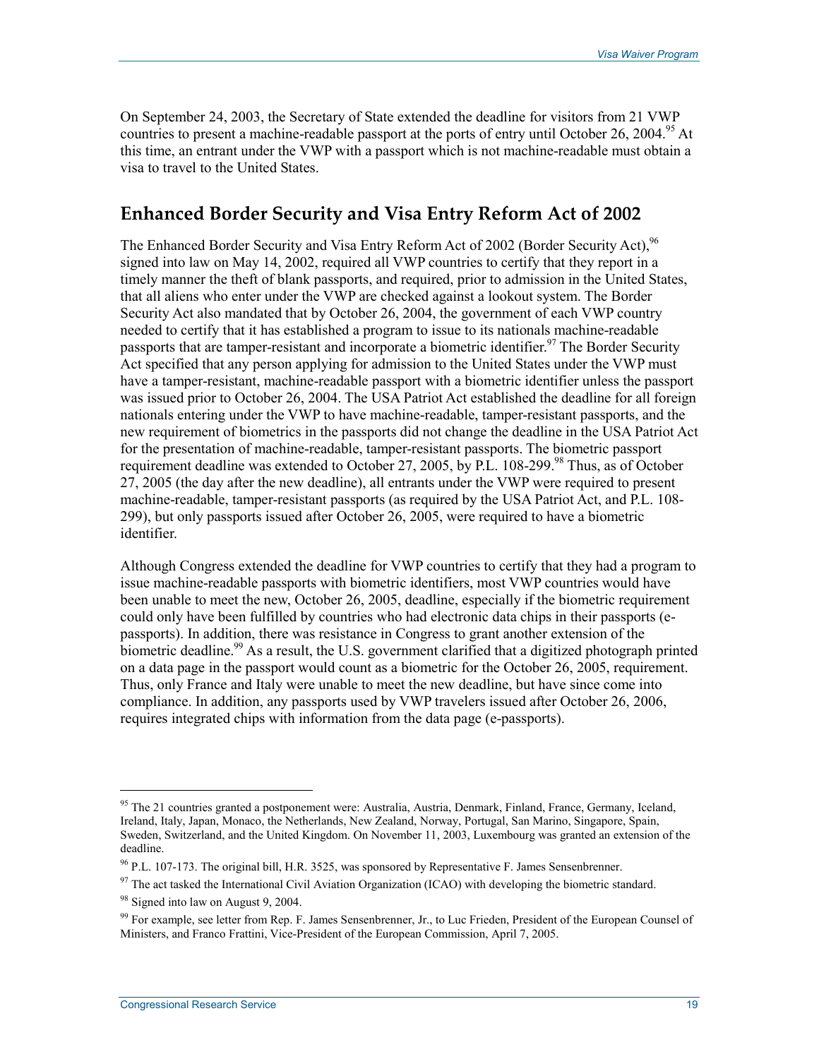On September 24, 2003, the Secretary of State extended the deadline for visitors from 21 VWP countries to present a machine-readable passport at the ports of entry until October 26, 2004.[95] At this time, an entrant under the VWP with a passport which is not machine-readable must obtain a visa to travel to the United States.

## Enhanced Border Security and Visa Entry Reform Act of 2002

The Enhanced Border Security and Visa Entry Reform Act of 2002 (Border Security Act),[96] signed into law on May 14, 2002, required all VWP countries to certify that they report in a timely manner the theft of blank passports, and required, prior to admission in the United States, that all aliens who enter under the VWP are checked against a lookout system. The Border Security Act also mandated that by October 26, 2004, the government of each VWP country needed to certify that it has established a program to issue to its nationals machine-readable passports that are tamper-resistant and incorporate a biometric identifier.[97] The Border Security Act specified that any person applying for admission to the United States under the VWP must have a tamper-resistant, machine-readable passport with a biometric identifier unless the passport was issued prior to October 26, 2004. The USA Patriot Act established the deadline for all foreign nationals entering under the VWP to have machine-readable, tamper-resistant passports, and the new requirement of biometrics in the passports did not change the deadline in the USA Patriot Act for the presentation of machine-readable, tamper-resistant passports. The biometric passport requirement deadline was extended to October 27, 2005, by P.L. 108-299.[98] Thus, as of October 27, 2005 (the day after the new deadline), all entrants under the VWP were required to present machine-readable, tamper-resistant passports (as required by the USA Patriot Act, and P.L. 108-299), but only passports issued after October 26, 2005, were required to have a biometric identifier.

Although Congress extended the deadline for VWP countries to certify that they had a program to issue machine-readable passports with biometric identifiers, most VWP countries would have been unable to meet the new, October 26, 2005, deadline, especially if the biometric requirement could only have been fulfilled by countries who had electronic data chips in their passports (e-passports). In addition, there was resistance in Congress to grant another extension of the biometric deadline.[99] As a result, the U.S. government clarified that a digitized photograph printed on a data page in the passport would count as a biometric for the October 26, 2005, requirement. Thus, only France and Italy were unable to meet the new deadline, but have since come into compliance. In addition, any passports used by VWP travelers issued after October 26, 2006, requires integrated chips with information from the data page (e-passports).

---

[95] The 21 countries granted a postponement were: Australia, Austria, Denmark, Finland, France, Germany, Iceland, Ireland, Italy, Japan, Monaco, the Netherlands, New Zealand, Norway, Portugal, San Marino, Singapore, Spain, Sweden, Switzerland, and the United Kingdom. On November 11, 2003, Luxembourg was granted an extension of the deadline.

[96] P.L. 107-173. The original bill, H.R. 3525, was sponsored by Representative F. James Sensenbrenner.

[97] The act tasked the International Civil Aviation Organization (ICAO) with developing the biometric standard.

[98] Signed into law on August 9, 2004.

[99] For example, see letter from Rep. F. James Sensenbrenner, Jr., to Luc Frieden, President of the European Counsel of Ministers, and Franco Frattini, Vice-President of the European Commission, April 7, 2005.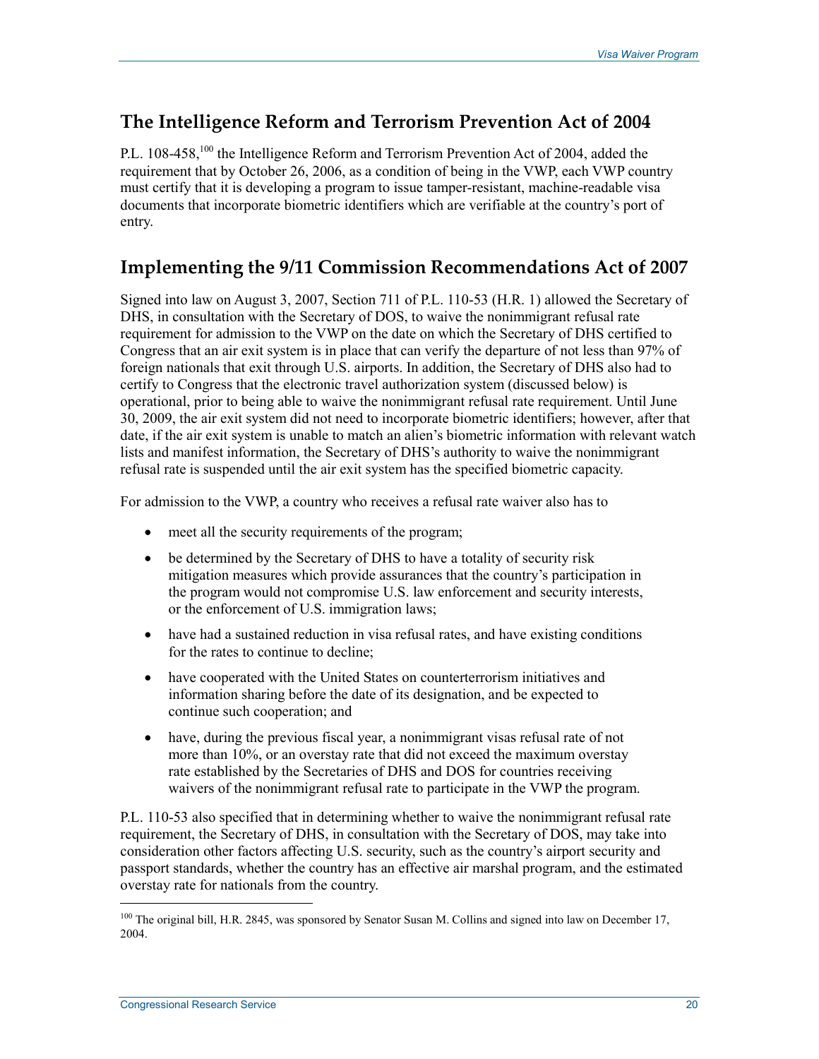## The Intelligence Reform and Terrorism Prevention Act of 2004

P.L. 108-458,[100] the Intelligence Reform and Terrorism Prevention Act of 2004, added the requirement that by October 26, 2006, as a condition of being in the VWP, each VWP country must certify that it is developing a program to issue tamper-resistant, machine-readable visa documents that incorporate biometric identifiers which are verifiable at the country's port of entry.

## Implementing the 9/11 Commission Recommendations Act of 2007

Signed into law on August 3, 2007, Section 711 of P.L. 110-53 (H.R. 1) allowed the Secretary of DHS, in consultation with the Secretary of DOS, to waive the nonimmigrant refusal rate requirement for admission to the VWP on the date on which the Secretary of DHS certified to Congress that an air exit system is in place that can verify the departure of not less than 97% of foreign nationals that exit through U.S. airports. In addition, the Secretary of DHS also had to certify to Congress that the electronic travel authorization system (discussed below) is operational, prior to being able to waive the nonimmigrant refusal rate requirement. Until June 30, 2009, the air exit system did not need to incorporate biometric identifiers; however, after that date, if the air exit system is unable to match an alien's biometric information with relevant watch lists and manifest information, the Secretary of DHS's authority to waive the nonimmigrant refusal rate is suspended until the air exit system has the specified biometric capacity.

For admission to the VWP, a country who receives a refusal rate waiver also has to

- meet all the security requirements of the program;
- be determined by the Secretary of DHS to have a totality of security risk mitigation measures which provide assurances that the country's participation in the program would not compromise U.S. law enforcement and security interests, or the enforcement of U.S. immigration laws;
- have had a sustained reduction in visa refusal rates, and have existing conditions for the rates to continue to decline;
- have cooperated with the United States on counterterrorism initiatives and information sharing before the date of its designation, and be expected to continue such cooperation; and
- have, during the previous fiscal year, a nonimmigrant visas refusal rate of not more than 10%, or an overstay rate that did not exceed the maximum overstay rate established by the Secretaries of DHS and DOS for countries receiving waivers of the nonimmigrant refusal rate to participate in the VWP the program.

P.L. 110-53 also specified that in determining whether to waive the nonimmigrant refusal rate requirement, the Secretary of DHS, in consultation with the Secretary of DOS, may take into consideration other factors affecting U.S. security, such as the country's airport security and passport standards, whether the country has an effective air marshal program, and the estimated overstay rate for nationals from the country.

---

[100] The original bill, H.R. 2845, was sponsored by Senator Susan M. Collins and signed into law on December 17, 2004.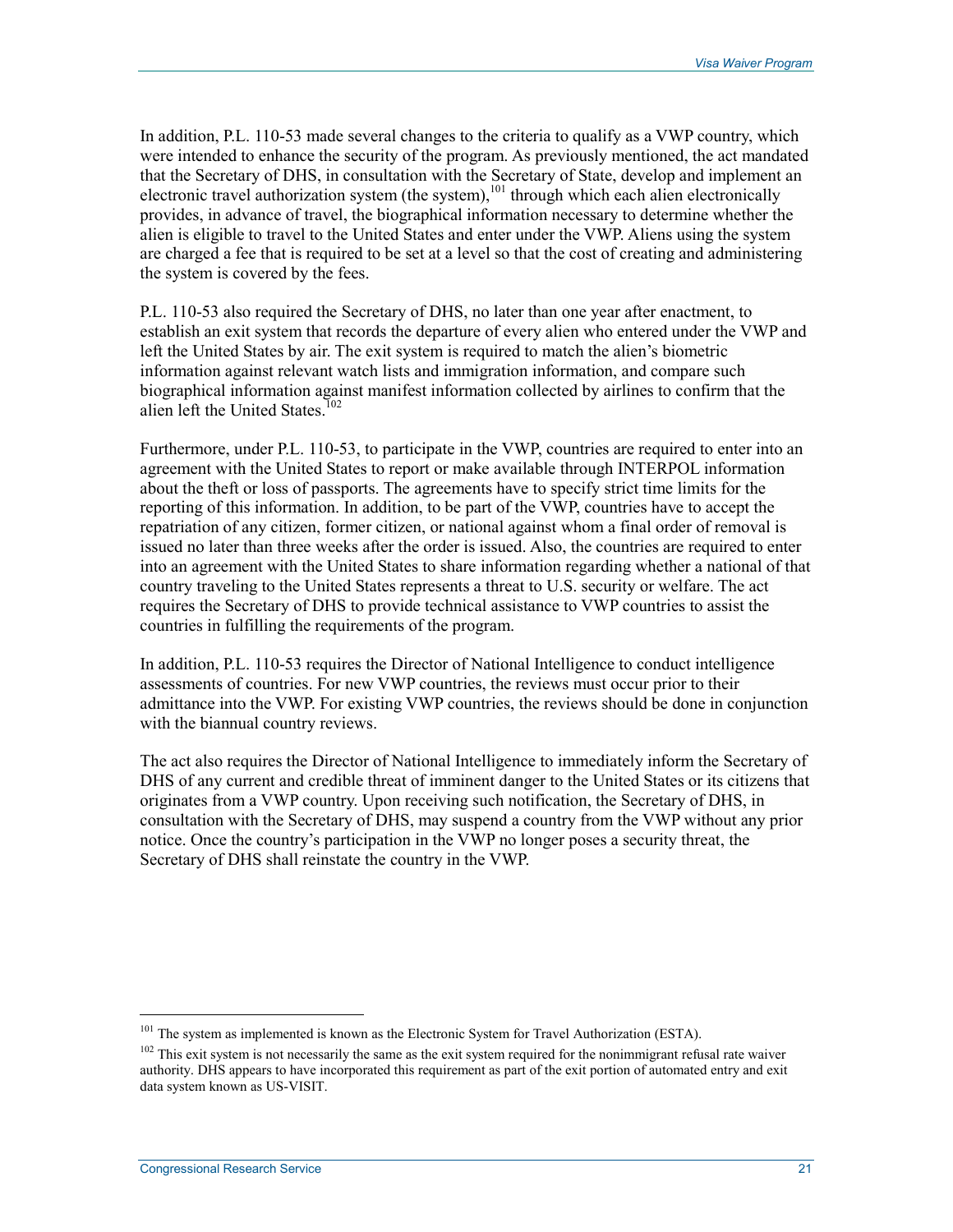In addition, P.L. 110-53 made several changes to the criteria to qualify as a VWP country, which were intended to enhance the security of the program. As previously mentioned, the act mandated that the Secretary of DHS, in consultation with the Secretary of State, develop and implement an electronic travel authorization system (the system),[101] through which each alien electronically provides, in advance of travel, the biographical information necessary to determine whether the alien is eligible to travel to the United States and enter under the VWP. Aliens using the system are charged a fee that is required to be set at a level so that the cost of creating and administering the system is covered by the fees.

P.L. 110-53 also required the Secretary of DHS, no later than one year after enactment, to establish an exit system that records the departure of every alien who entered under the VWP and left the United States by air. The exit system is required to match the alien's biometric information against relevant watch lists and immigration information, and compare such biographical information against manifest information collected by airlines to confirm that the alien left the United States.[102]

Furthermore, under P.L. 110-53, to participate in the VWP, countries are required to enter into an agreement with the United States to report or make available through INTERPOL information about the theft or loss of passports. The agreements have to specify strict time limits for the reporting of this information. In addition, to be part of the VWP, countries have to accept the repatriation of any citizen, former citizen, or national against whom a final order of removal is issued no later than three weeks after the order is issued. Also, the countries are required to enter into an agreement with the United States to share information regarding whether a national of that country traveling to the United States represents a threat to U.S. security or welfare. The act requires the Secretary of DHS to provide technical assistance to VWP countries to assist the countries in fulfilling the requirements of the program.

In addition, P.L. 110-53 requires the Director of National Intelligence to conduct intelligence assessments of countries. For new VWP countries, the reviews must occur prior to their admittance into the VWP. For existing VWP countries, the reviews should be done in conjunction with the biannual country reviews.

The act also requires the Director of National Intelligence to immediately inform the Secretary of DHS of any current and credible threat of imminent danger to the United States or its citizens that originates from a VWP country. Upon receiving such notification, the Secretary of DHS, in consultation with the Secretary of DHS, may suspend a country from the VWP without any prior notice. Once the country's participation in the VWP no longer poses a security threat, the Secretary of DHS shall reinstate the country in the VWP.

---

[101] The system as implemented is known as the Electronic System for Travel Authorization (ESTA).

[102] This exit system is not necessarily the same as the exit system required for the nonimmigrant refusal rate waiver authority. DHS appears to have incorporated this requirement as part of the exit portion of automated entry and exit data system known as US-VISIT.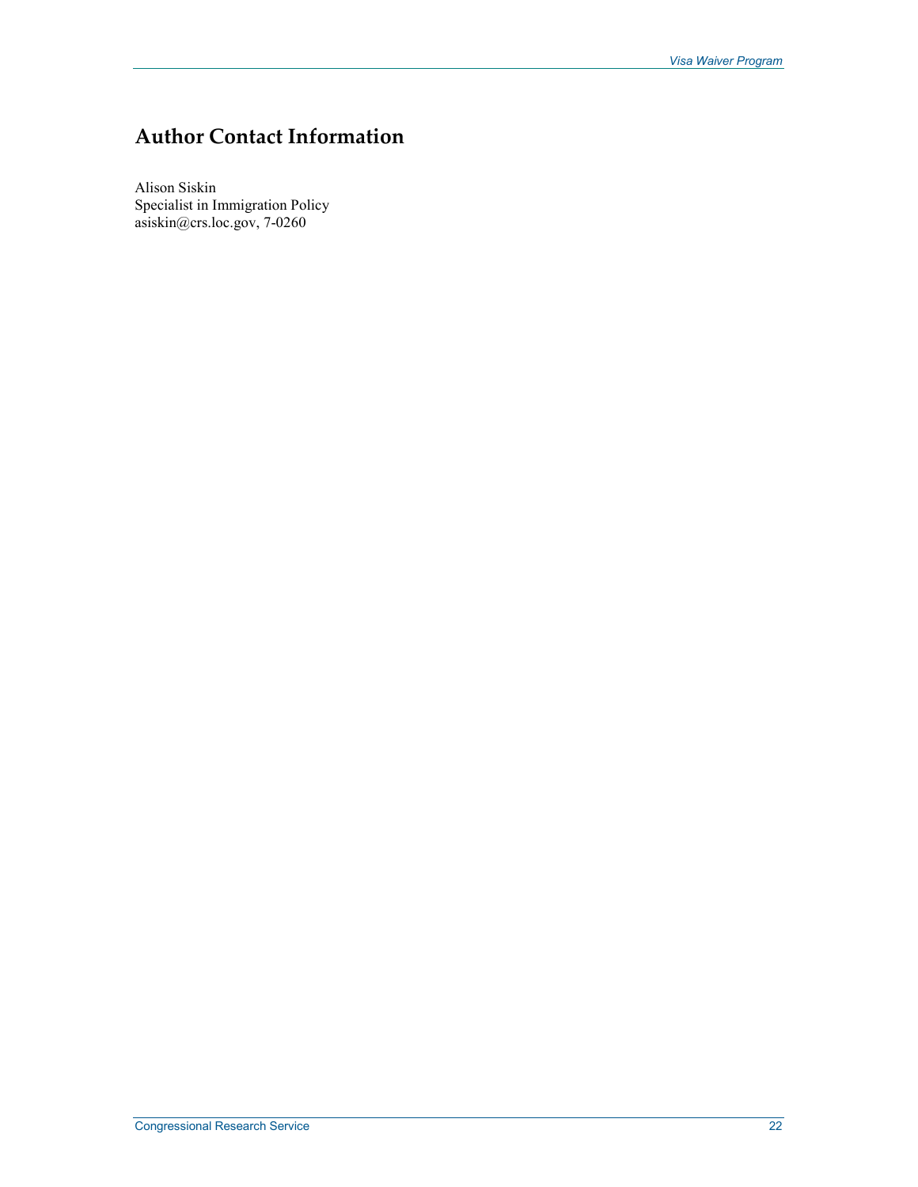## Author Contact Information

Alison Siskin
Specialist in Immigration Policy
asiskin@crs.loc.gov, 7-0260